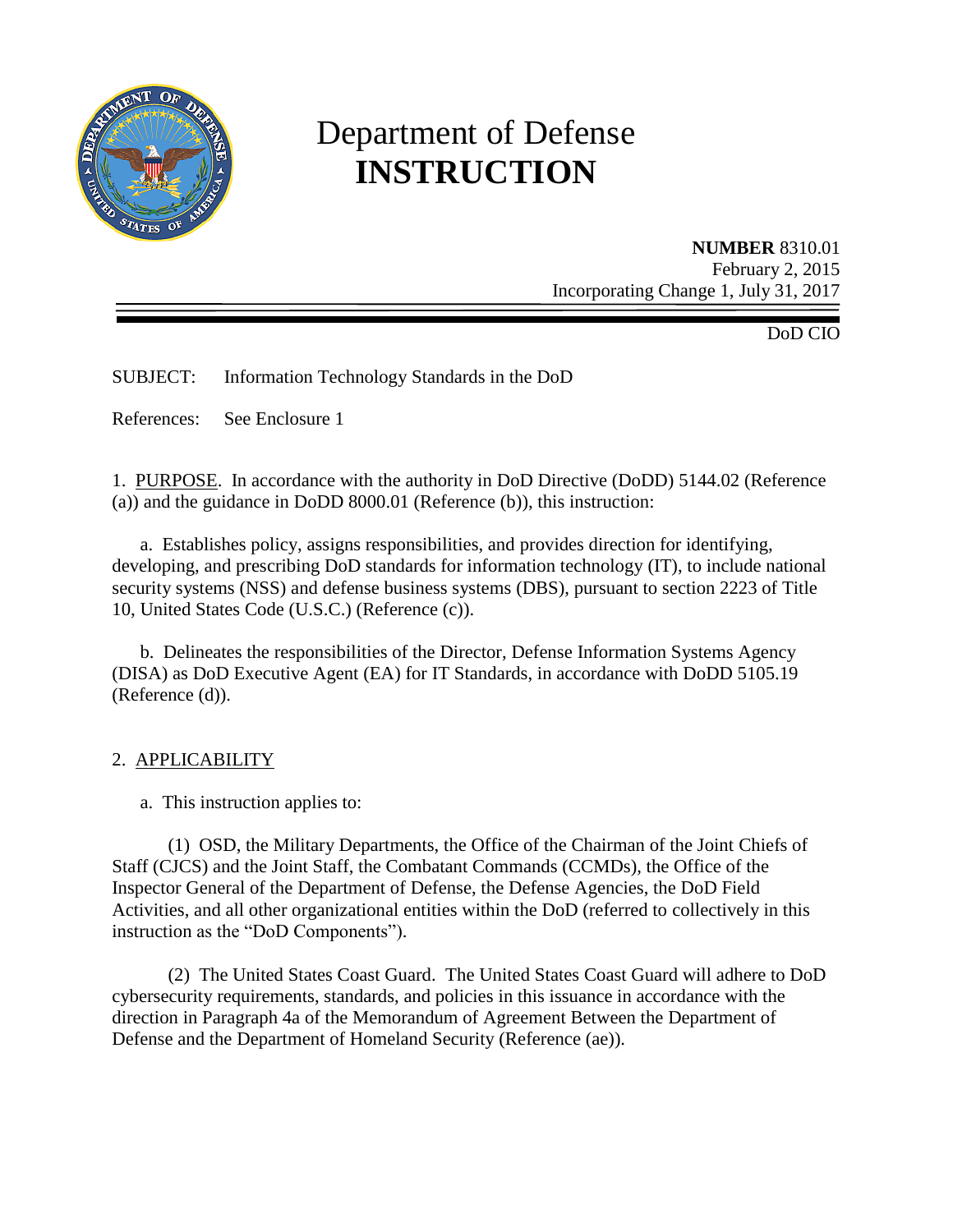# Department of Defense
# INSTRUCTION

**NUMBER** 8310.01
February 2, 2015
Incorporating Change 1, July 31, 2017

DoD CIO

SUBJECT: Information Technology Standards in the DoD

References: See Enclosure 1

1. PURPOSE. In accordance with the authority in DoD Directive (DoDD) 5144.02 (Reference (a)) and the guidance in DoDD 8000.01 (Reference (b)), this instruction:

a. Establishes policy, assigns responsibilities, and provides direction for identifying, developing, and prescribing DoD standards for information technology (IT), to include national security systems (NSS) and defense business systems (DBS), pursuant to section 2223 of Title 10, United States Code (U.S.C.) (Reference (c)).

b. Delineates the responsibilities of the Director, Defense Information Systems Agency (DISA) as DoD Executive Agent (EA) for IT Standards, in accordance with DoDD 5105.19 (Reference (d)).

2. APPLICABILITY

a. This instruction applies to:

(1) OSD, the Military Departments, the Office of the Chairman of the Joint Chiefs of Staff (CJCS) and the Joint Staff, the Combatant Commands (CCMDs), the Office of the Inspector General of the Department of Defense, the Defense Agencies, the DoD Field Activities, and all other organizational entities within the DoD (referred to collectively in this instruction as the "DoD Components").

(2) The United States Coast Guard. The United States Coast Guard will adhere to DoD cybersecurity requirements, standards, and policies in this issuance in accordance with the direction in Paragraph 4a of the Memorandum of Agreement Between the Department of Defense and the Department of Homeland Security (Reference (ae)).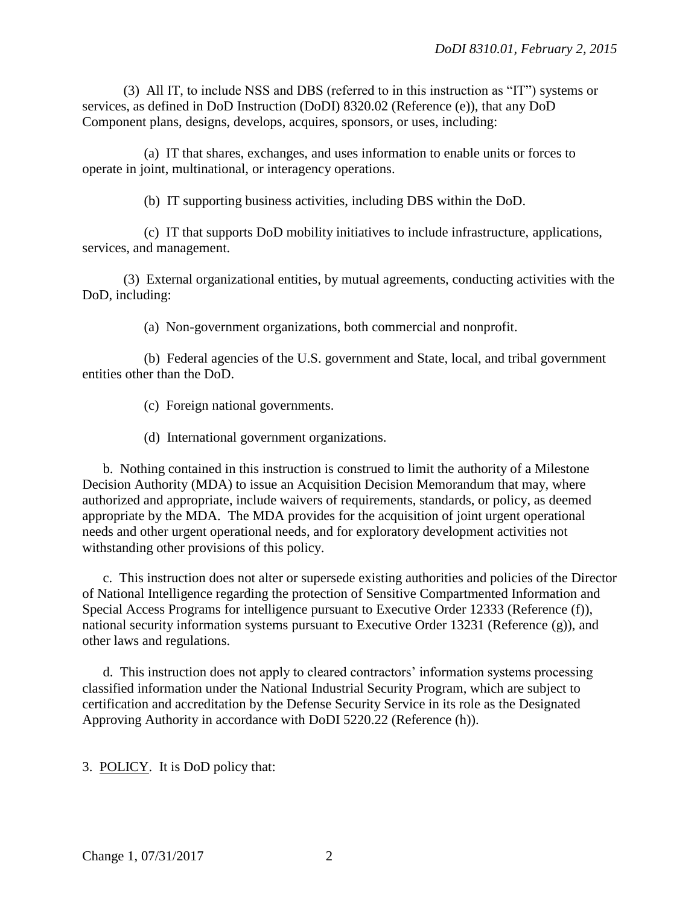(3) All IT, to include NSS and DBS (referred to in this instruction as "IT") systems or services, as defined in DoD Instruction (DoDI) 8320.02 (Reference (e)), that any DoD Component plans, designs, develops, acquires, sponsors, or uses, including:

(a) IT that shares, exchanges, and uses information to enable units or forces to operate in joint, multinational, or interagency operations.

(b) IT supporting business activities, including DBS within the DoD.

(c) IT that supports DoD mobility initiatives to include infrastructure, applications, services, and management.

(3) External organizational entities, by mutual agreements, conducting activities with the DoD, including:

(a) Non-government organizations, both commercial and nonprofit.

(b) Federal agencies of the U.S. government and State, local, and tribal government entities other than the DoD.

(c) Foreign national governments.

(d) International government organizations.

b. Nothing contained in this instruction is construed to limit the authority of a Milestone Decision Authority (MDA) to issue an Acquisition Decision Memorandum that may, where authorized and appropriate, include waivers of requirements, standards, or policy, as deemed appropriate by the MDA. The MDA provides for the acquisition of joint urgent operational needs and other urgent operational needs, and for exploratory development activities not withstanding other provisions of this policy.

c. This instruction does not alter or supersede existing authorities and policies of the Director of National Intelligence regarding the protection of Sensitive Compartmented Information and Special Access Programs for intelligence pursuant to Executive Order 12333 (Reference (f)), national security information systems pursuant to Executive Order 13231 (Reference (g)), and other laws and regulations.

d. This instruction does not apply to cleared contractors' information systems processing classified information under the National Industrial Security Program, which are subject to certification and accreditation by the Defense Security Service in its role as the Designated Approving Authority in accordance with DoDI 5220.22 (Reference (h)).

3. POLICY. It is DoD policy that: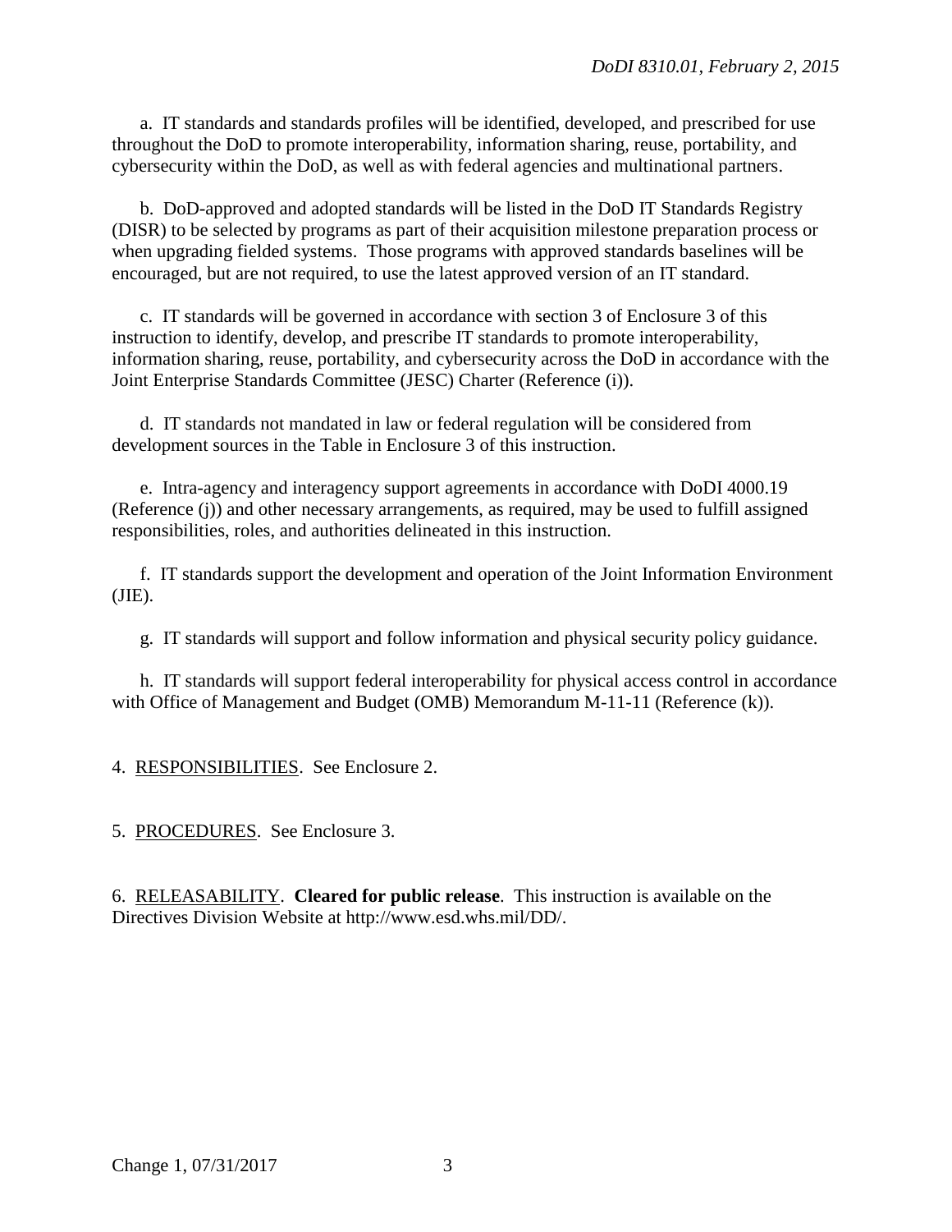a. IT standards and standards profiles will be identified, developed, and prescribed for use throughout the DoD to promote interoperability, information sharing, reuse, portability, and cybersecurity within the DoD, as well as with federal agencies and multinational partners.

b. DoD-approved and adopted standards will be listed in the DoD IT Standards Registry (DISR) to be selected by programs as part of their acquisition milestone preparation process or when upgrading fielded systems. Those programs with approved standards baselines will be encouraged, but are not required, to use the latest approved version of an IT standard.

c. IT standards will be governed in accordance with section 3 of Enclosure 3 of this instruction to identify, develop, and prescribe IT standards to promote interoperability, information sharing, reuse, portability, and cybersecurity across the DoD in accordance with the Joint Enterprise Standards Committee (JESC) Charter (Reference (i)).

d. IT standards not mandated in law or federal regulation will be considered from development sources in the Table in Enclosure 3 of this instruction.

e. Intra-agency and interagency support agreements in accordance with DoDI 4000.19 (Reference (j)) and other necessary arrangements, as required, may be used to fulfill assigned responsibilities, roles, and authorities delineated in this instruction.

f. IT standards support the development and operation of the Joint Information Environment (JIE).

g. IT standards will support and follow information and physical security policy guidance.

h. IT standards will support federal interoperability for physical access control in accordance with Office of Management and Budget (OMB) Memorandum M-11-11 (Reference (k)).

4. RESPONSIBILITIES. See Enclosure 2.

5. PROCEDURES. See Enclosure 3.

6. RELEASABILITY. **Cleared for public release**. This instruction is available on the Directives Division Website at http://www.esd.whs.mil/DD/.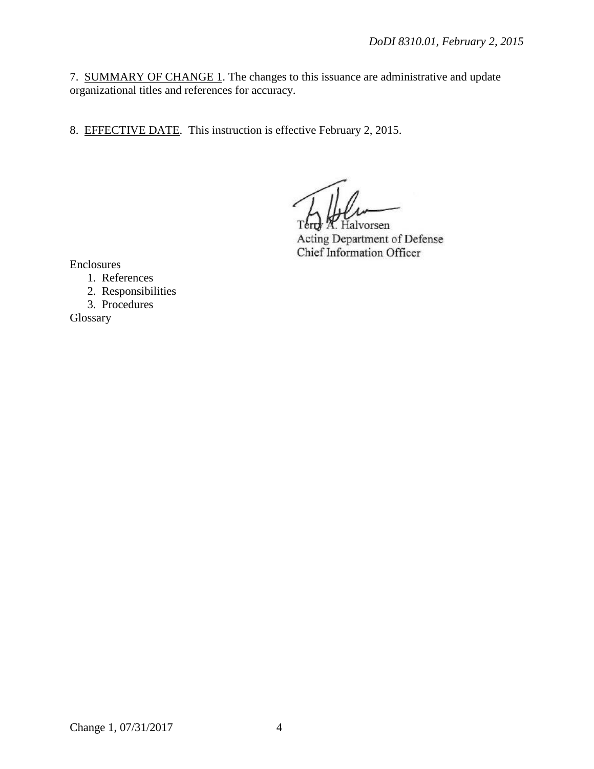7. SUMMARY OF CHANGE 1. The changes to this issuance are administrative and update organizational titles and references for accuracy.

8. EFFECTIVE DATE. This instruction is effective February 2, 2015.

Terry A. Halvorsen
Acting Department of Defense
Chief Information Officer

Enclosures
1. References
2. Responsibilities
3. Procedures

Glossary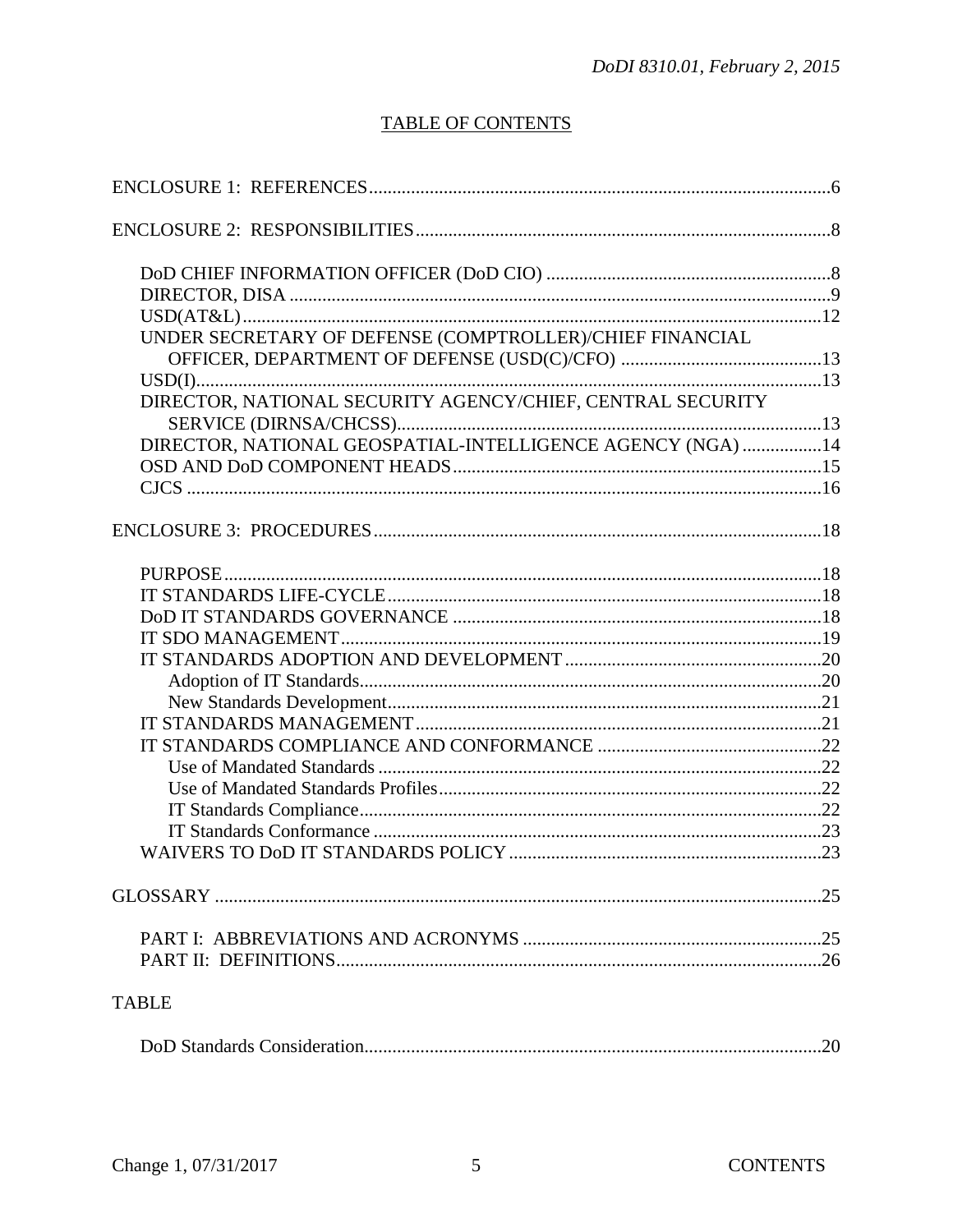## TABLE OF CONTENTS

ENCLOSURE 1: REFERENCES .....6

ENCLOSURE 2: RESPONSIBILITIES .....8

- DoD CHIEF INFORMATION OFFICER (DoD CIO) .....8
- DIRECTOR, DISA .....9
- USD(AT&L) .....12
- UNDER SECRETARY OF DEFENSE (COMPTROLLER)/CHIEF FINANCIAL OFFICER, DEPARTMENT OF DEFENSE (USD(C)/CFO) .....13
- USD(I) .....13
- DIRECTOR, NATIONAL SECURITY AGENCY/CHIEF, CENTRAL SECURITY SERVICE (DIRNSA/CHCSS) .....13
- DIRECTOR, NATIONAL GEOSPATIAL-INTELLIGENCE AGENCY (NGA) .....14
- OSD AND DoD COMPONENT HEADS .....15
- CJCS .....16

ENCLOSURE 3: PROCEDURES .....18

- PURPOSE .....18
- IT STANDARDS LIFE-CYCLE .....18
- DoD IT STANDARDS GOVERNANCE .....18
- IT SDO MANAGEMENT .....19
- IT STANDARDS ADOPTION AND DEVELOPMENT .....20
  - Adoption of IT Standards .....20
  - New Standards Development .....21
- IT STANDARDS MANAGEMENT .....21
- IT STANDARDS COMPLIANCE AND CONFORMANCE .....22
  - Use of Mandated Standards .....22
  - Use of Mandated Standards Profiles .....22
  - IT Standards Compliance .....22
  - IT Standards Conformance .....23
- WAIVERS TO DoD IT STANDARDS POLICY .....23

GLOSSARY .....25

- PART I: ABBREVIATIONS AND ACRONYMS .....25
- PART II: DEFINITIONS .....26

TABLE

- DoD Standards Consideration .....20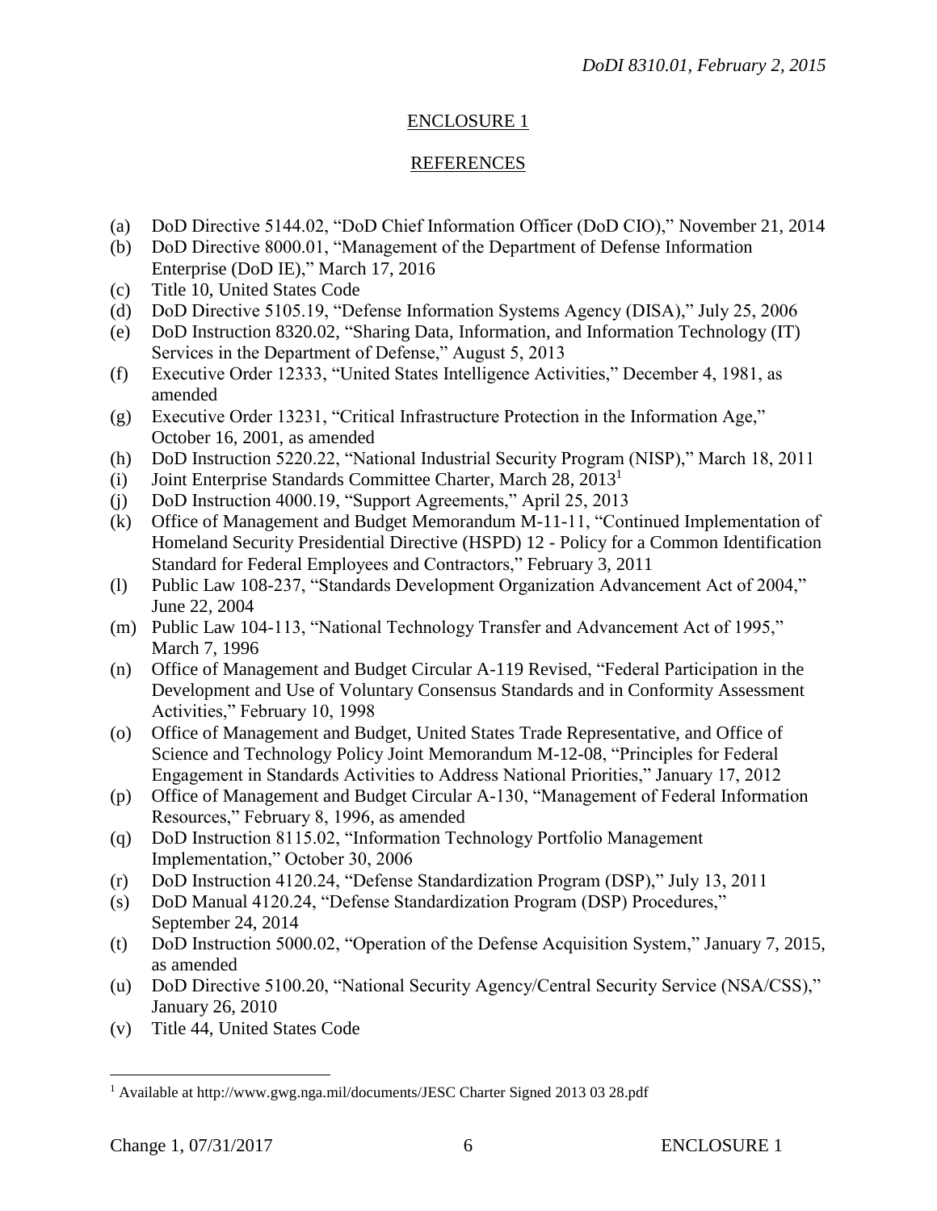## ENCLOSURE 1

## REFERENCES

(a) DoD Directive 5144.02, "DoD Chief Information Officer (DoD CIO)," November 21, 2014
(b) DoD Directive 8000.01, "Management of the Department of Defense Information Enterprise (DoD IE)," March 17, 2016
(c) Title 10, United States Code
(d) DoD Directive 5105.19, "Defense Information Systems Agency (DISA)," July 25, 2006
(e) DoD Instruction 8320.02, "Sharing Data, Information, and Information Technology (IT) Services in the Department of Defense," August 5, 2013
(f) Executive Order 12333, "United States Intelligence Activities," December 4, 1981, as amended
(g) Executive Order 13231, "Critical Infrastructure Protection in the Information Age," October 16, 2001, as amended
(h) DoD Instruction 5220.22, "National Industrial Security Program (NISP)," March 18, 2011
(i) Joint Enterprise Standards Committee Charter, March 28, 2013[1]
(j) DoD Instruction 4000.19, "Support Agreements," April 25, 2013
(k) Office of Management and Budget Memorandum M-11-11, "Continued Implementation of Homeland Security Presidential Directive (HSPD) 12 - Policy for a Common Identification Standard for Federal Employees and Contractors," February 3, 2011
(l) Public Law 108-237, "Standards Development Organization Advancement Act of 2004," June 22, 2004
(m) Public Law 104-113, "National Technology Transfer and Advancement Act of 1995," March 7, 1996
(n) Office of Management and Budget Circular A-119 Revised, "Federal Participation in the Development and Use of Voluntary Consensus Standards and in Conformity Assessment Activities," February 10, 1998
(o) Office of Management and Budget, United States Trade Representative, and Office of Science and Technology Policy Joint Memorandum M-12-08, "Principles for Federal Engagement in Standards Activities to Address National Priorities," January 17, 2012
(p) Office of Management and Budget Circular A-130, "Management of Federal Information Resources," February 8, 1996, as amended
(q) DoD Instruction 8115.02, "Information Technology Portfolio Management Implementation," October 30, 2006
(r) DoD Instruction 4120.24, "Defense Standardization Program (DSP)," July 13, 2011
(s) DoD Manual 4120.24, "Defense Standardization Program (DSP) Procedures," September 24, 2014
(t) DoD Instruction 5000.02, "Operation of the Defense Acquisition System," January 7, 2015, as amended
(u) DoD Directive 5100.20, "National Security Agency/Central Security Service (NSA/CSS)," January 26, 2010
(v) Title 44, United States Code

---

[1] Available at http://www.gwg.nga.mil/documents/JESC Charter Signed 2013 03 28.pdf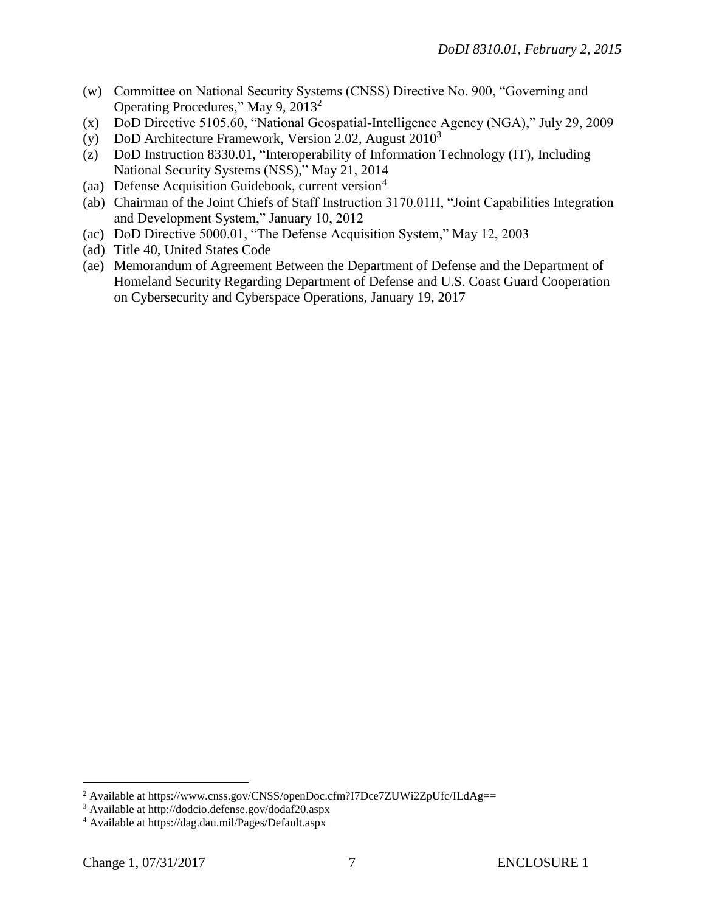(w) Committee on National Security Systems (CNSS) Directive No. 900, "Governing and Operating Procedures," May 9, 2013[2]

(x) DoD Directive 5105.60, "National Geospatial-Intelligence Agency (NGA)," July 29, 2009

(y) DoD Architecture Framework, Version 2.02, August 2010[3]

(z) DoD Instruction 8330.01, "Interoperability of Information Technology (IT), Including National Security Systems (NSS)," May 21, 2014

(aa) Defense Acquisition Guidebook, current version[4]

(ab) Chairman of the Joint Chiefs of Staff Instruction 3170.01H, "Joint Capabilities Integration and Development System," January 10, 2012

(ac) DoD Directive 5000.01, "The Defense Acquisition System," May 12, 2003

(ad) Title 40, United States Code

(ae) Memorandum of Agreement Between the Department of Defense and the Department of Homeland Security Regarding Department of Defense and U.S. Coast Guard Cooperation on Cybersecurity and Cyberspace Operations, January 19, 2017

---

[2] Available at https://www.cnss.gov/CNSS/openDoc.cfm?I7Dce7ZUWi2ZpUfc/ILdAg==

[3] Available at http://dodcio.defense.gov/dodaf20.aspx

[4] Available at https://dag.dau.mil/Pages/Default.aspx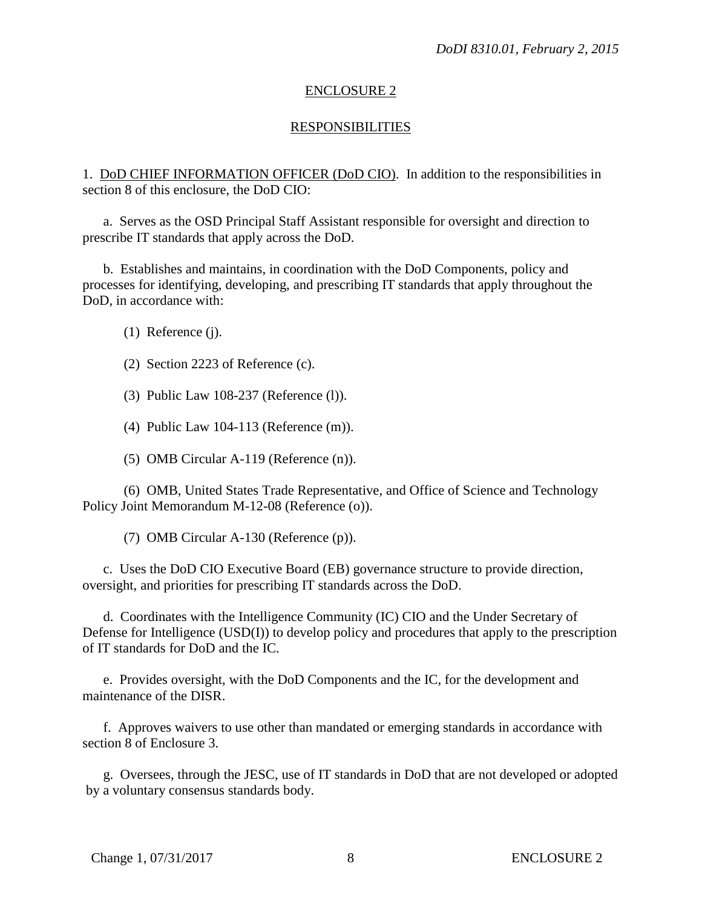## ENCLOSURE 2

## RESPONSIBILITIES

1. DoD CHIEF INFORMATION OFFICER (DoD CIO). In addition to the responsibilities in section 8 of this enclosure, the DoD CIO:

a. Serves as the OSD Principal Staff Assistant responsible for oversight and direction to prescribe IT standards that apply across the DoD.

b. Establishes and maintains, in coordination with the DoD Components, policy and processes for identifying, developing, and prescribing IT standards that apply throughout the DoD, in accordance with:

(1) Reference (j).

(2) Section 2223 of Reference (c).

(3) Public Law 108-237 (Reference (l)).

(4) Public Law 104-113 (Reference (m)).

(5) OMB Circular A-119 (Reference (n)).

(6) OMB, United States Trade Representative, and Office of Science and Technology Policy Joint Memorandum M-12-08 (Reference (o)).

(7) OMB Circular A-130 (Reference (p)).

c. Uses the DoD CIO Executive Board (EB) governance structure to provide direction, oversight, and priorities for prescribing IT standards across the DoD.

d. Coordinates with the Intelligence Community (IC) CIO and the Under Secretary of Defense for Intelligence (USD(I)) to develop policy and procedures that apply to the prescription of IT standards for DoD and the IC.

e. Provides oversight, with the DoD Components and the IC, for the development and maintenance of the DISR.

f. Approves waivers to use other than mandated or emerging standards in accordance with section 8 of Enclosure 3.

g. Oversees, through the JESC, use of IT standards in DoD that are not developed or adopted by a voluntary consensus standards body.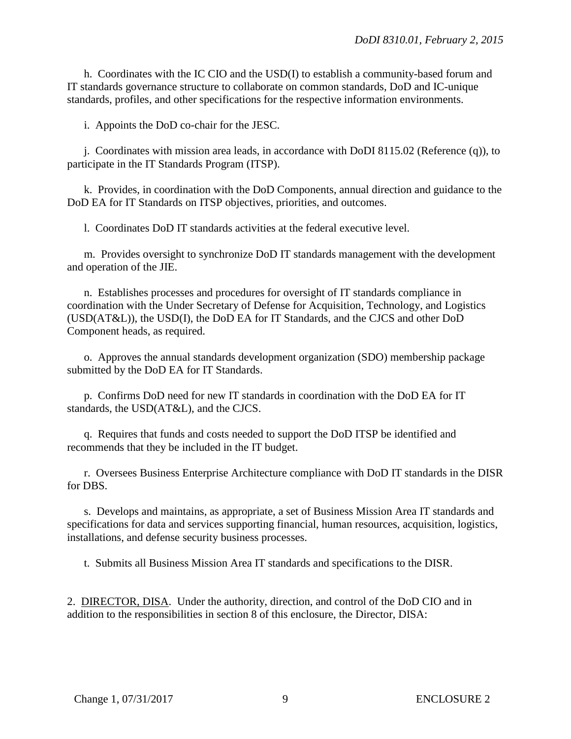h. Coordinates with the IC CIO and the USD(I) to establish a community-based forum and IT standards governance structure to collaborate on common standards, DoD and IC-unique standards, profiles, and other specifications for the respective information environments.

i. Appoints the DoD co-chair for the JESC.

j. Coordinates with mission area leads, in accordance with DoDI 8115.02 (Reference (q)), to participate in the IT Standards Program (ITSP).

k. Provides, in coordination with the DoD Components, annual direction and guidance to the DoD EA for IT Standards on ITSP objectives, priorities, and outcomes.

l. Coordinates DoD IT standards activities at the federal executive level.

m. Provides oversight to synchronize DoD IT standards management with the development and operation of the JIE.

n. Establishes processes and procedures for oversight of IT standards compliance in coordination with the Under Secretary of Defense for Acquisition, Technology, and Logistics (USD(AT&L)), the USD(I), the DoD EA for IT Standards, and the CJCS and other DoD Component heads, as required.

o. Approves the annual standards development organization (SDO) membership package submitted by the DoD EA for IT Standards.

p. Confirms DoD need for new IT standards in coordination with the DoD EA for IT standards, the USD(AT&L), and the CJCS.

q. Requires that funds and costs needed to support the DoD ITSP be identified and recommends that they be included in the IT budget.

r. Oversees Business Enterprise Architecture compliance with DoD IT standards in the DISR for DBS.

s. Develops and maintains, as appropriate, a set of Business Mission Area IT standards and specifications for data and services supporting financial, human resources, acquisition, logistics, installations, and defense security business processes.

t. Submits all Business Mission Area IT standards and specifications to the DISR.

2. <u>DIRECTOR, DISA</u>. Under the authority, direction, and control of the DoD CIO and in addition to the responsibilities in section 8 of this enclosure, the Director, DISA: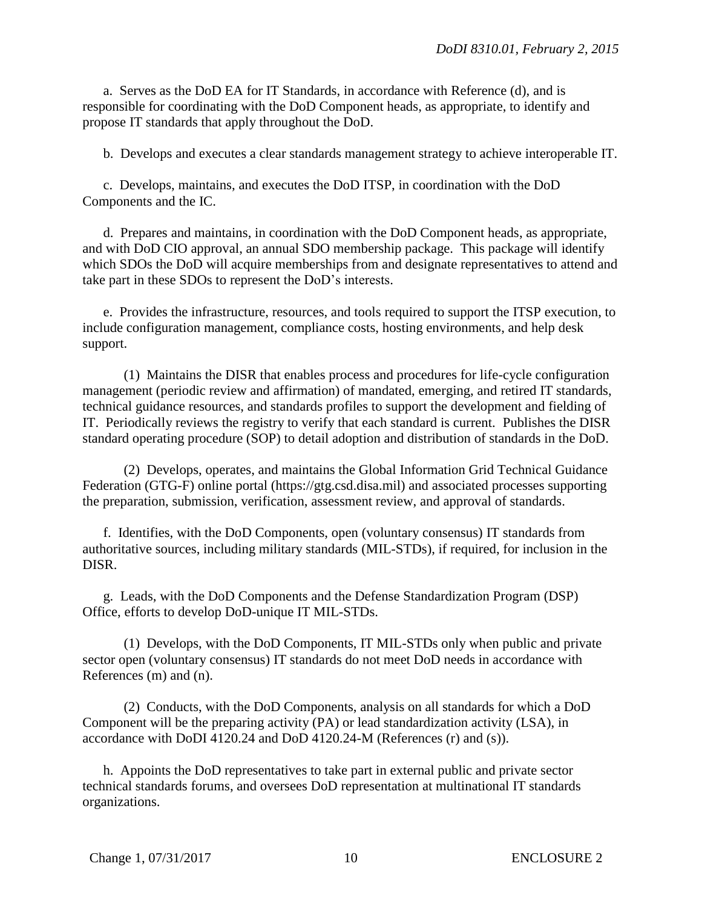a. Serves as the DoD EA for IT Standards, in accordance with Reference (d), and is responsible for coordinating with the DoD Component heads, as appropriate, to identify and propose IT standards that apply throughout the DoD.

b. Develops and executes a clear standards management strategy to achieve interoperable IT.

c. Develops, maintains, and executes the DoD ITSP, in coordination with the DoD Components and the IC.

d. Prepares and maintains, in coordination with the DoD Component heads, as appropriate, and with DoD CIO approval, an annual SDO membership package. This package will identify which SDOs the DoD will acquire memberships from and designate representatives to attend and take part in these SDOs to represent the DoD's interests.

e. Provides the infrastructure, resources, and tools required to support the ITSP execution, to include configuration management, compliance costs, hosting environments, and help desk support.

(1) Maintains the DISR that enables process and procedures for life-cycle configuration management (periodic review and affirmation) of mandated, emerging, and retired IT standards, technical guidance resources, and standards profiles to support the development and fielding of IT. Periodically reviews the registry to verify that each standard is current. Publishes the DISR standard operating procedure (SOP) to detail adoption and distribution of standards in the DoD.

(2) Develops, operates, and maintains the Global Information Grid Technical Guidance Federation (GTG-F) online portal (https://gtg.csd.disa.mil) and associated processes supporting the preparation, submission, verification, assessment review, and approval of standards.

f. Identifies, with the DoD Components, open (voluntary consensus) IT standards from authoritative sources, including military standards (MIL-STDs), if required, for inclusion in the DISR.

g. Leads, with the DoD Components and the Defense Standardization Program (DSP) Office, efforts to develop DoD-unique IT MIL-STDs.

(1) Develops, with the DoD Components, IT MIL-STDs only when public and private sector open (voluntary consensus) IT standards do not meet DoD needs in accordance with References (m) and (n).

(2) Conducts, with the DoD Components, analysis on all standards for which a DoD Component will be the preparing activity (PA) or lead standardization activity (LSA), in accordance with DoDI 4120.24 and DoD 4120.24-M (References (r) and (s)).

h. Appoints the DoD representatives to take part in external public and private sector technical standards forums, and oversees DoD representation at multinational IT standards organizations.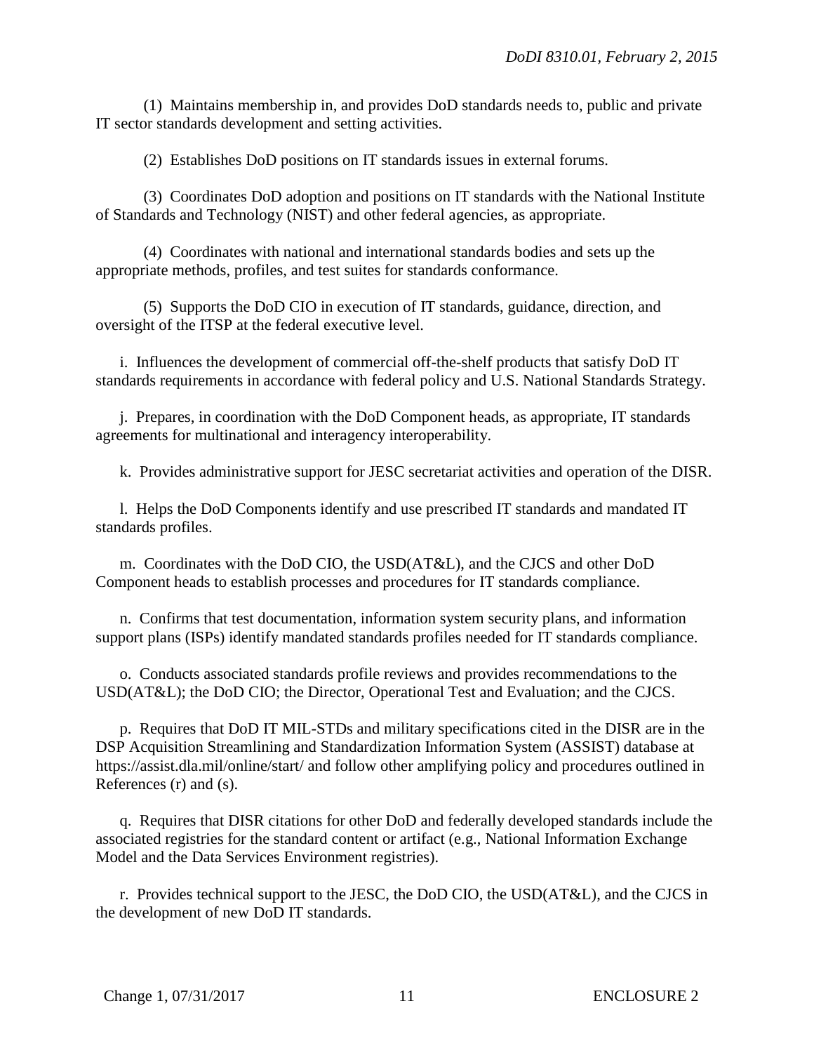(1) Maintains membership in, and provides DoD standards needs to, public and private IT sector standards development and setting activities.

(2) Establishes DoD positions on IT standards issues in external forums.

(3) Coordinates DoD adoption and positions on IT standards with the National Institute of Standards and Technology (NIST) and other federal agencies, as appropriate.

(4) Coordinates with national and international standards bodies and sets up the appropriate methods, profiles, and test suites for standards conformance.

(5) Supports the DoD CIO in execution of IT standards, guidance, direction, and oversight of the ITSP at the federal executive level.

i. Influences the development of commercial off-the-shelf products that satisfy DoD IT standards requirements in accordance with federal policy and U.S. National Standards Strategy.

j. Prepares, in coordination with the DoD Component heads, as appropriate, IT standards agreements for multinational and interagency interoperability.

k. Provides administrative support for JESC secretariat activities and operation of the DISR.

l. Helps the DoD Components identify and use prescribed IT standards and mandated IT standards profiles.

m. Coordinates with the DoD CIO, the USD(AT&L), and the CJCS and other DoD Component heads to establish processes and procedures for IT standards compliance.

n. Confirms that test documentation, information system security plans, and information support plans (ISPs) identify mandated standards profiles needed for IT standards compliance.

o. Conducts associated standards profile reviews and provides recommendations to the USD(AT&L); the DoD CIO; the Director, Operational Test and Evaluation; and the CJCS.

p. Requires that DoD IT MIL-STDs and military specifications cited in the DISR are in the DSP Acquisition Streamlining and Standardization Information System (ASSIST) database at https://assist.dla.mil/online/start/ and follow other amplifying policy and procedures outlined in References (r) and (s).

q. Requires that DISR citations for other DoD and federally developed standards include the associated registries for the standard content or artifact (e.g., National Information Exchange Model and the Data Services Environment registries).

r. Provides technical support to the JESC, the DoD CIO, the USD(AT&L), and the CJCS in the development of new DoD IT standards.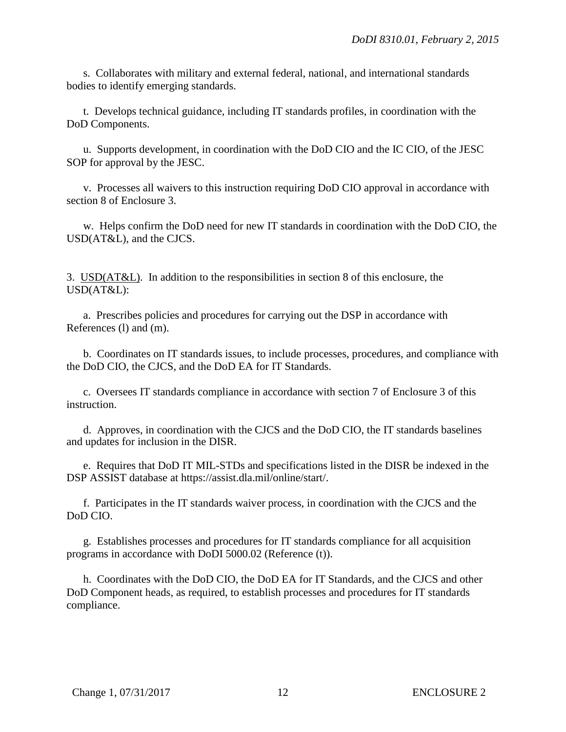s. Collaborates with military and external federal, national, and international standards bodies to identify emerging standards.

t. Develops technical guidance, including IT standards profiles, in coordination with the DoD Components.

u. Supports development, in coordination with the DoD CIO and the IC CIO, of the JESC SOP for approval by the JESC.

v. Processes all waivers to this instruction requiring DoD CIO approval in accordance with section 8 of Enclosure 3.

w. Helps confirm the DoD need for new IT standards in coordination with the DoD CIO, the USD(AT&L), and the CJCS.

3. USD(AT&L). In addition to the responsibilities in section 8 of this enclosure, the USD(AT&L):

a. Prescribes policies and procedures for carrying out the DSP in accordance with References (l) and (m).

b. Coordinates on IT standards issues, to include processes, procedures, and compliance with the DoD CIO, the CJCS, and the DoD EA for IT Standards.

c. Oversees IT standards compliance in accordance with section 7 of Enclosure 3 of this instruction.

d. Approves, in coordination with the CJCS and the DoD CIO, the IT standards baselines and updates for inclusion in the DISR.

e. Requires that DoD IT MIL-STDs and specifications listed in the DISR be indexed in the DSP ASSIST database at https://assist.dla.mil/online/start/.

f. Participates in the IT standards waiver process, in coordination with the CJCS and the DoD CIO.

g. Establishes processes and procedures for IT standards compliance for all acquisition programs in accordance with DoDI 5000.02 (Reference (t)).

h. Coordinates with the DoD CIO, the DoD EA for IT Standards, and the CJCS and other DoD Component heads, as required, to establish processes and procedures for IT standards compliance.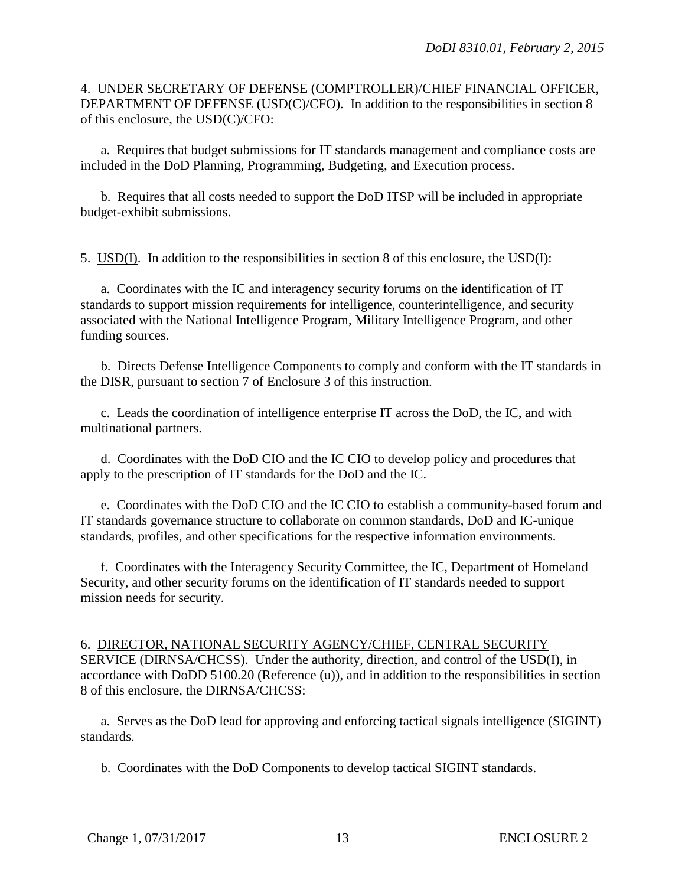4. UNDER SECRETARY OF DEFENSE (COMPTROLLER)/CHIEF FINANCIAL OFFICER, DEPARTMENT OF DEFENSE (USD(C)/CFO). In addition to the responsibilities in section 8 of this enclosure, the USD(C)/CFO:

a. Requires that budget submissions for IT standards management and compliance costs are included in the DoD Planning, Programming, Budgeting, and Execution process.

b. Requires that all costs needed to support the DoD ITSP will be included in appropriate budget-exhibit submissions.

5. USD(I). In addition to the responsibilities in section 8 of this enclosure, the USD(I):

a. Coordinates with the IC and interagency security forums on the identification of IT standards to support mission requirements for intelligence, counterintelligence, and security associated with the National Intelligence Program, Military Intelligence Program, and other funding sources.

b. Directs Defense Intelligence Components to comply and conform with the IT standards in the DISR, pursuant to section 7 of Enclosure 3 of this instruction.

c. Leads the coordination of intelligence enterprise IT across the DoD, the IC, and with multinational partners.

d. Coordinates with the DoD CIO and the IC CIO to develop policy and procedures that apply to the prescription of IT standards for the DoD and the IC.

e. Coordinates with the DoD CIO and the IC CIO to establish a community-based forum and IT standards governance structure to collaborate on common standards, DoD and IC-unique standards, profiles, and other specifications for the respective information environments.

f. Coordinates with the Interagency Security Committee, the IC, Department of Homeland Security, and other security forums on the identification of IT standards needed to support mission needs for security.

6. DIRECTOR, NATIONAL SECURITY AGENCY/CHIEF, CENTRAL SECURITY SERVICE (DIRNSA/CHCSS). Under the authority, direction, and control of the USD(I), in accordance with DoDD 5100.20 (Reference (u)), and in addition to the responsibilities in section 8 of this enclosure, the DIRNSA/CHCSS:

a. Serves as the DoD lead for approving and enforcing tactical signals intelligence (SIGINT) standards.

b. Coordinates with the DoD Components to develop tactical SIGINT standards.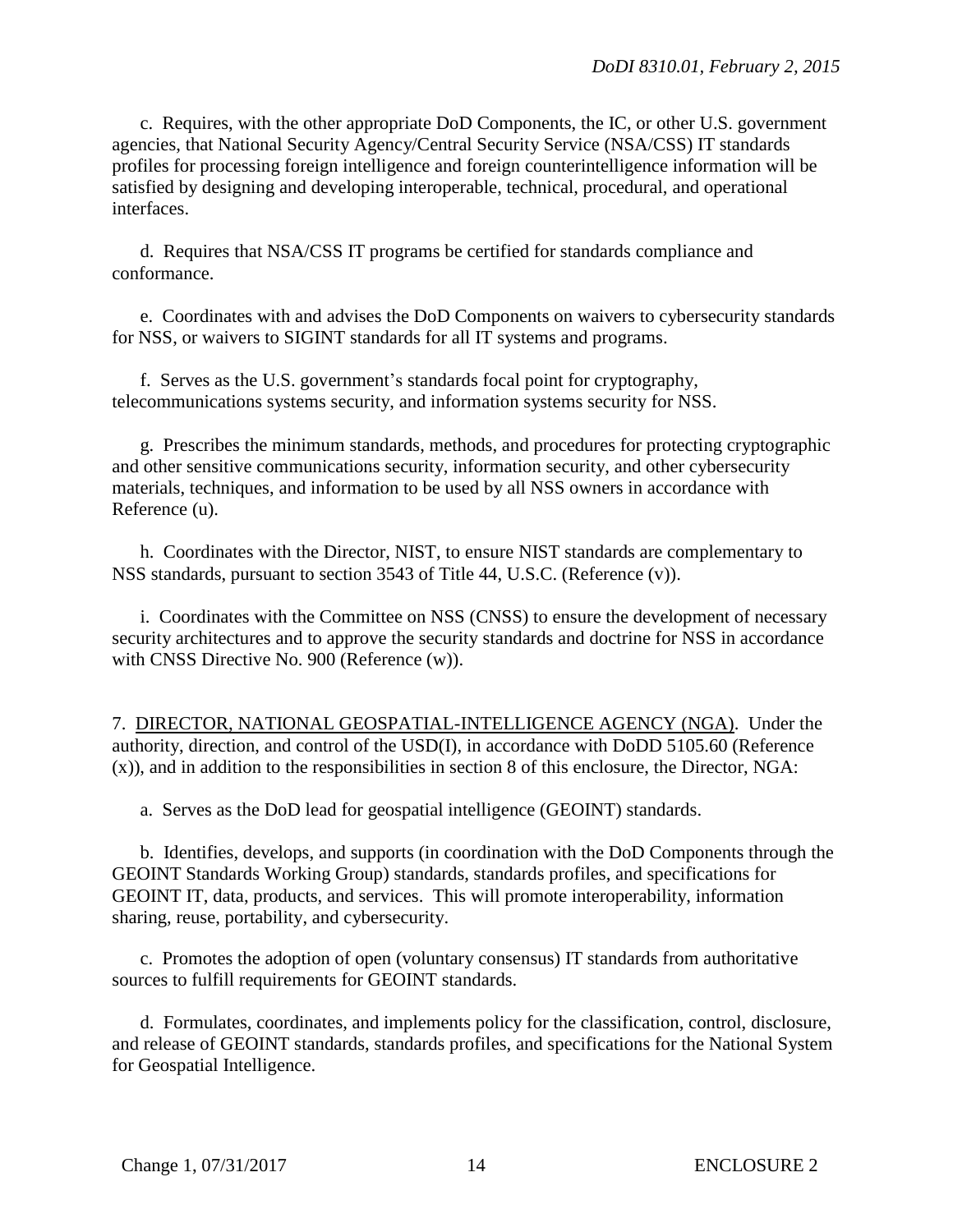c. Requires, with the other appropriate DoD Components, the IC, or other U.S. government agencies, that National Security Agency/Central Security Service (NSA/CSS) IT standards profiles for processing foreign intelligence and foreign counterintelligence information will be satisfied by designing and developing interoperable, technical, procedural, and operational interfaces.

d. Requires that NSA/CSS IT programs be certified for standards compliance and conformance.

e. Coordinates with and advises the DoD Components on waivers to cybersecurity standards for NSS, or waivers to SIGINT standards for all IT systems and programs.

f. Serves as the U.S. government's standards focal point for cryptography, telecommunications systems security, and information systems security for NSS.

g. Prescribes the minimum standards, methods, and procedures for protecting cryptographic and other sensitive communications security, information security, and other cybersecurity materials, techniques, and information to be used by all NSS owners in accordance with Reference (u).

h. Coordinates with the Director, NIST, to ensure NIST standards are complementary to NSS standards, pursuant to section 3543 of Title 44, U.S.C. (Reference (v)).

i. Coordinates with the Committee on NSS (CNSS) to ensure the development of necessary security architectures and to approve the security standards and doctrine for NSS in accordance with CNSS Directive No. 900 (Reference (w)).

7. DIRECTOR, NATIONAL GEOSPATIAL-INTELLIGENCE AGENCY (NGA). Under the authority, direction, and control of the USD(I), in accordance with DoDD 5105.60 (Reference (x)), and in addition to the responsibilities in section 8 of this enclosure, the Director, NGA:

a. Serves as the DoD lead for geospatial intelligence (GEOINT) standards.

b. Identifies, develops, and supports (in coordination with the DoD Components through the GEOINT Standards Working Group) standards, standards profiles, and specifications for GEOINT IT, data, products, and services. This will promote interoperability, information sharing, reuse, portability, and cybersecurity.

c. Promotes the adoption of open (voluntary consensus) IT standards from authoritative sources to fulfill requirements for GEOINT standards.

d. Formulates, coordinates, and implements policy for the classification, control, disclosure, and release of GEOINT standards, standards profiles, and specifications for the National System for Geospatial Intelligence.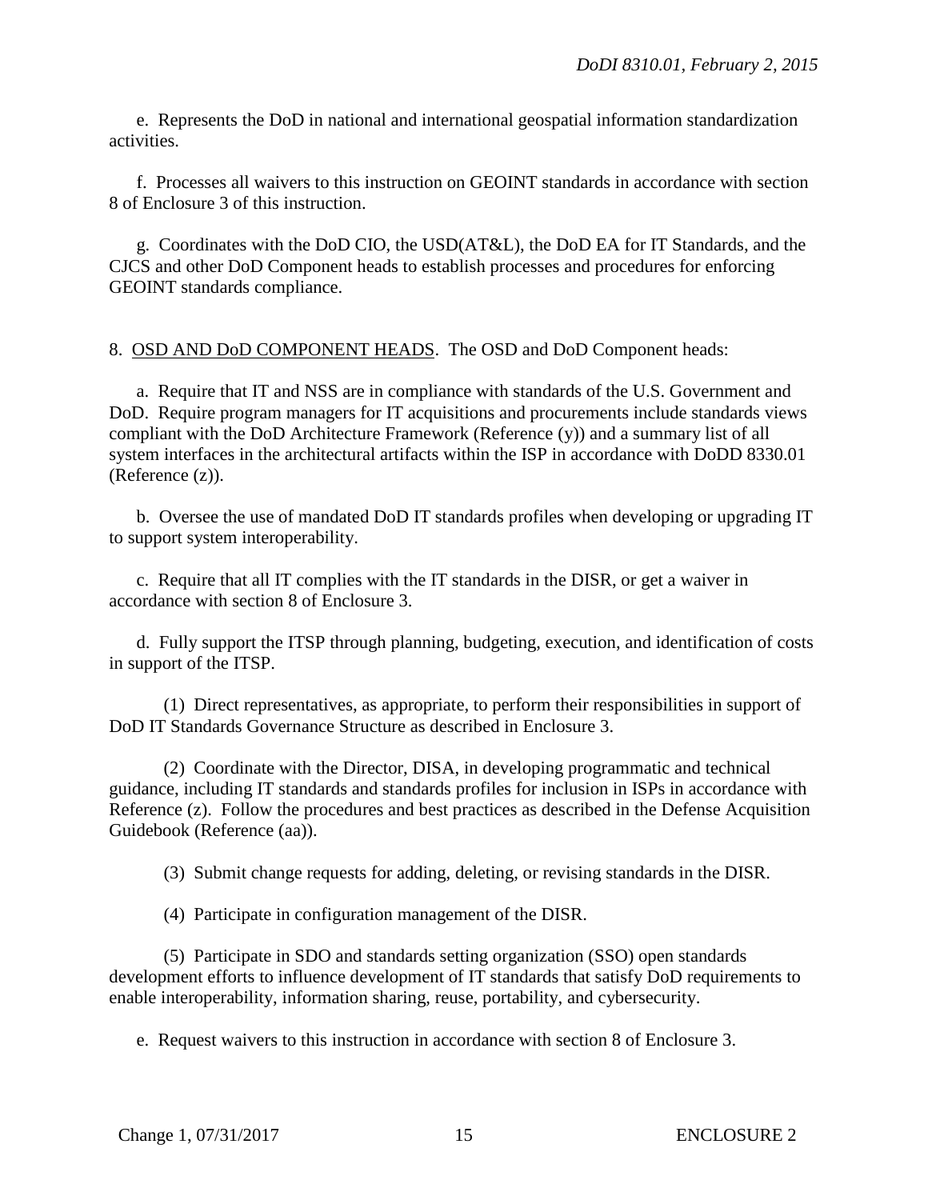e. Represents the DoD in national and international geospatial information standardization activities.

f. Processes all waivers to this instruction on GEOINT standards in accordance with section 8 of Enclosure 3 of this instruction.

g. Coordinates with the DoD CIO, the USD(AT&L), the DoD EA for IT Standards, and the CJCS and other DoD Component heads to establish processes and procedures for enforcing GEOINT standards compliance.

8. <u>OSD AND DoD COMPONENT HEADS</u>. The OSD and DoD Component heads:

a. Require that IT and NSS are in compliance with standards of the U.S. Government and DoD. Require program managers for IT acquisitions and procurements include standards views compliant with the DoD Architecture Framework (Reference (y)) and a summary list of all system interfaces in the architectural artifacts within the ISP in accordance with DoDD 8330.01 (Reference (z)).

b. Oversee the use of mandated DoD IT standards profiles when developing or upgrading IT to support system interoperability.

c. Require that all IT complies with the IT standards in the DISR, or get a waiver in accordance with section 8 of Enclosure 3.

d. Fully support the ITSP through planning, budgeting, execution, and identification of costs in support of the ITSP.

(1) Direct representatives, as appropriate, to perform their responsibilities in support of DoD IT Standards Governance Structure as described in Enclosure 3.

(2) Coordinate with the Director, DISA, in developing programmatic and technical guidance, including IT standards and standards profiles for inclusion in ISPs in accordance with Reference (z). Follow the procedures and best practices as described in the Defense Acquisition Guidebook (Reference (aa)).

(3) Submit change requests for adding, deleting, or revising standards in the DISR.

(4) Participate in configuration management of the DISR.

(5) Participate in SDO and standards setting organization (SSO) open standards development efforts to influence development of IT standards that satisfy DoD requirements to enable interoperability, information sharing, reuse, portability, and cybersecurity.

e. Request waivers to this instruction in accordance with section 8 of Enclosure 3.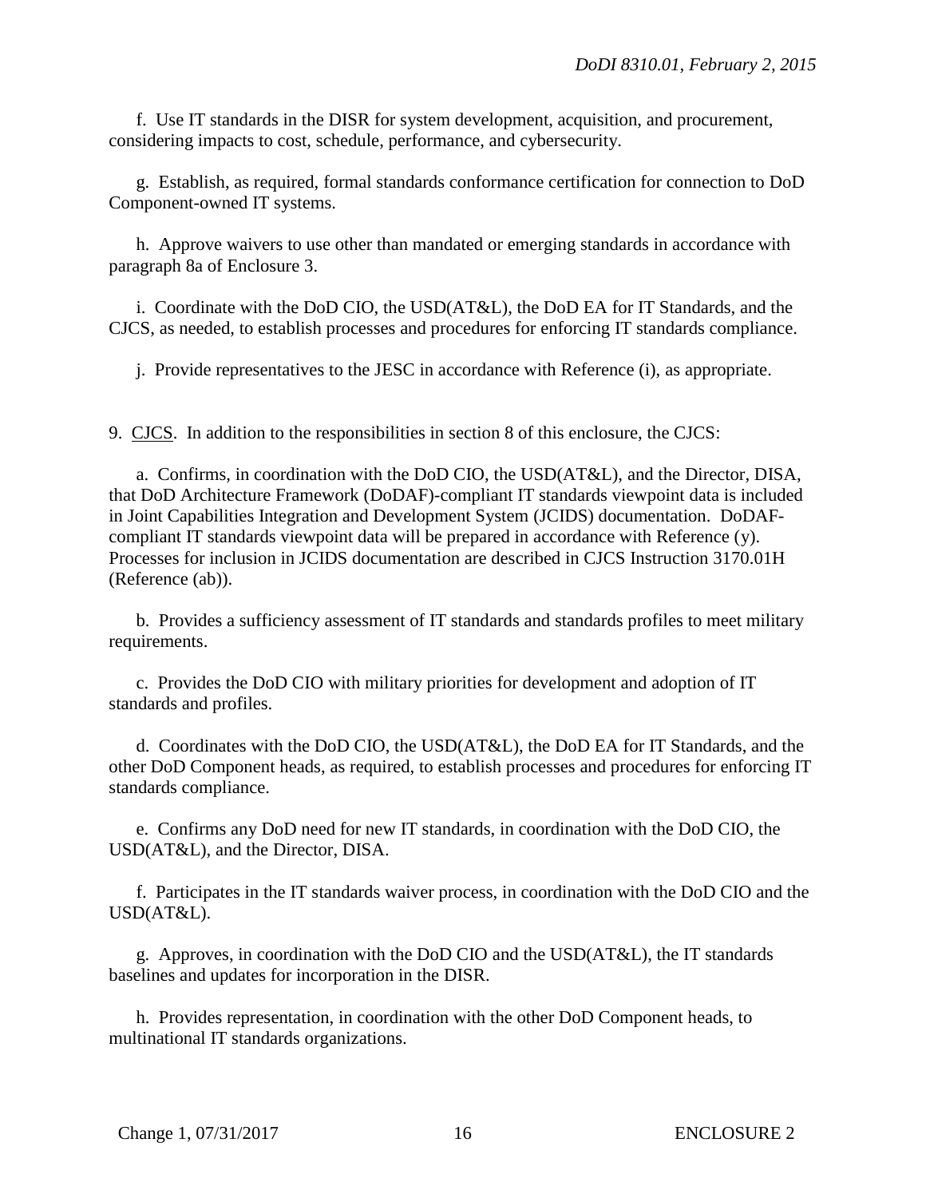f. Use IT standards in the DISR for system development, acquisition, and procurement, considering impacts to cost, schedule, performance, and cybersecurity.

g. Establish, as required, formal standards conformance certification for connection to DoD Component-owned IT systems.

h. Approve waivers to use other than mandated or emerging standards in accordance with paragraph 8a of Enclosure 3.

i. Coordinate with the DoD CIO, the USD(AT&L), the DoD EA for IT Standards, and the CJCS, as needed, to establish processes and procedures for enforcing IT standards compliance.

j. Provide representatives to the JESC in accordance with Reference (i), as appropriate.

9. CJCS. In addition to the responsibilities in section 8 of this enclosure, the CJCS:

a. Confirms, in coordination with the DoD CIO, the USD(AT&L), and the Director, DISA, that DoD Architecture Framework (DoDAF)-compliant IT standards viewpoint data is included in Joint Capabilities Integration and Development System (JCIDS) documentation. DoDAF-compliant IT standards viewpoint data will be prepared in accordance with Reference (y). Processes for inclusion in JCIDS documentation are described in CJCS Instruction 3170.01H (Reference (ab)).

b. Provides a sufficiency assessment of IT standards and standards profiles to meet military requirements.

c. Provides the DoD CIO with military priorities for development and adoption of IT standards and profiles.

d. Coordinates with the DoD CIO, the USD(AT&L), the DoD EA for IT Standards, and the other DoD Component heads, as required, to establish processes and procedures for enforcing IT standards compliance.

e. Confirms any DoD need for new IT standards, in coordination with the DoD CIO, the USD(AT&L), and the Director, DISA.

f. Participates in the IT standards waiver process, in coordination with the DoD CIO and the USD(AT&L).

g. Approves, in coordination with the DoD CIO and the USD(AT&L), the IT standards baselines and updates for incorporation in the DISR.

h. Provides representation, in coordination with the other DoD Component heads, to multinational IT standards organizations.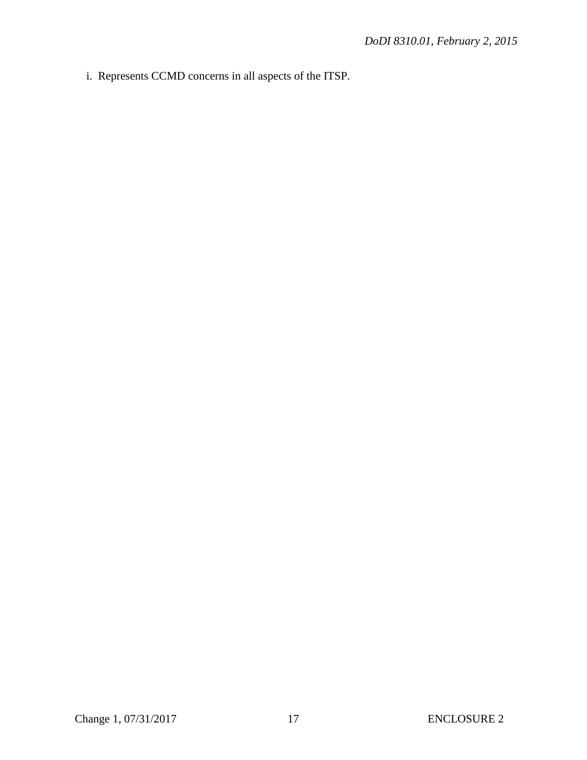i. Represents CCMD concerns in all aspects of the ITSP.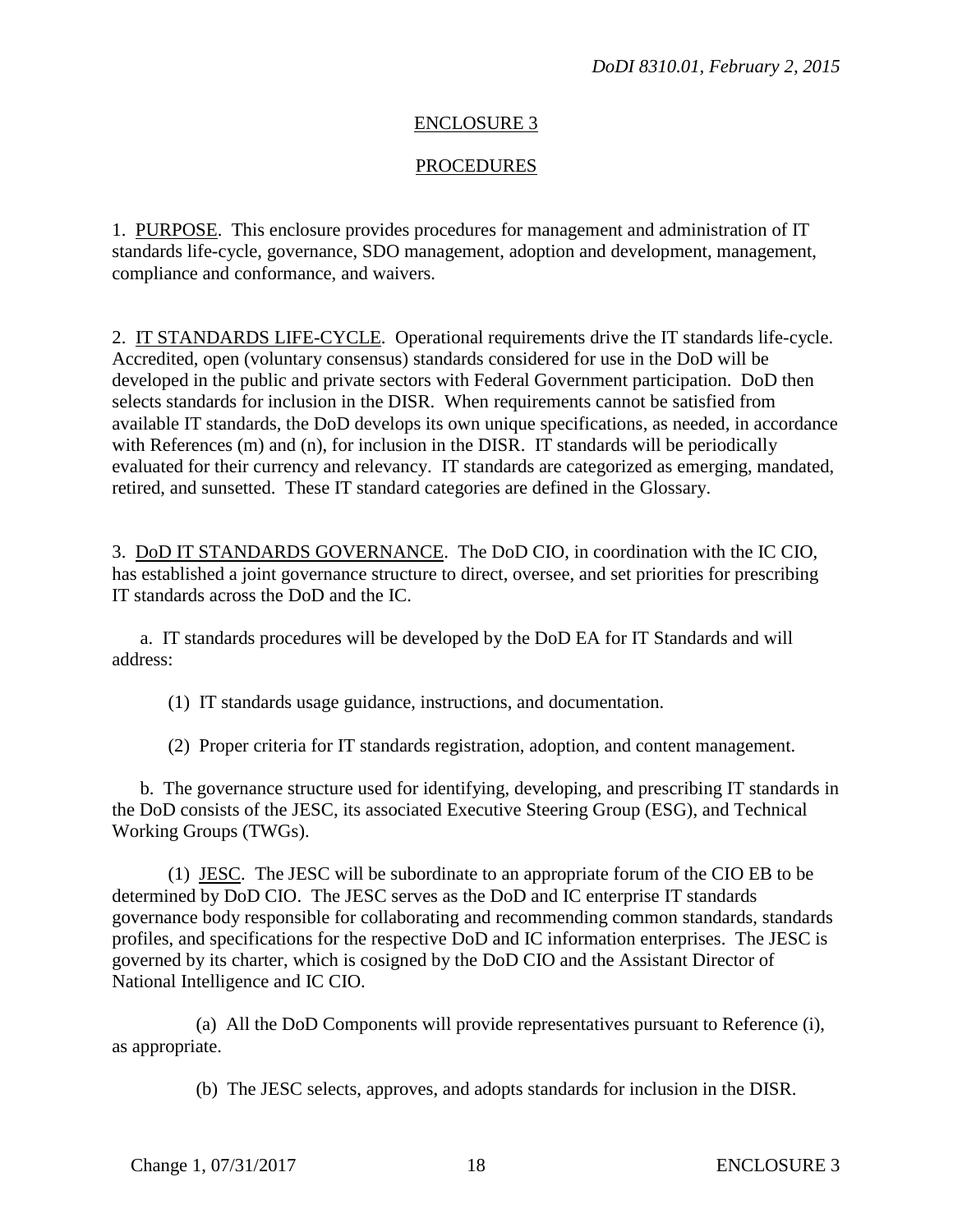## ENCLOSURE 3

## PROCEDURES

1. PURPOSE. This enclosure provides procedures for management and administration of IT standards life-cycle, governance, SDO management, adoption and development, management, compliance and conformance, and waivers.

2. IT STANDARDS LIFE-CYCLE. Operational requirements drive the IT standards life-cycle. Accredited, open (voluntary consensus) standards considered for use in the DoD will be developed in the public and private sectors with Federal Government participation. DoD then selects standards for inclusion in the DISR. When requirements cannot be satisfied from available IT standards, the DoD develops its own unique specifications, as needed, in accordance with References (m) and (n), for inclusion in the DISR. IT standards will be periodically evaluated for their currency and relevancy. IT standards are categorized as emerging, mandated, retired, and sunsetted. These IT standard categories are defined in the Glossary.

3. DoD IT STANDARDS GOVERNANCE. The DoD CIO, in coordination with the IC CIO, has established a joint governance structure to direct, oversee, and set priorities for prescribing IT standards across the DoD and the IC.

a. IT standards procedures will be developed by the DoD EA for IT Standards and will address:

(1) IT standards usage guidance, instructions, and documentation.

(2) Proper criteria for IT standards registration, adoption, and content management.

b. The governance structure used for identifying, developing, and prescribing IT standards in the DoD consists of the JESC, its associated Executive Steering Group (ESG), and Technical Working Groups (TWGs).

(1) JESC. The JESC will be subordinate to an appropriate forum of the CIO EB to be determined by DoD CIO. The JESC serves as the DoD and IC enterprise IT standards governance body responsible for collaborating and recommending common standards, standards profiles, and specifications for the respective DoD and IC information enterprises. The JESC is governed by its charter, which is cosigned by the DoD CIO and the Assistant Director of National Intelligence and IC CIO.

(a) All the DoD Components will provide representatives pursuant to Reference (i), as appropriate.

(b) The JESC selects, approves, and adopts standards for inclusion in the DISR.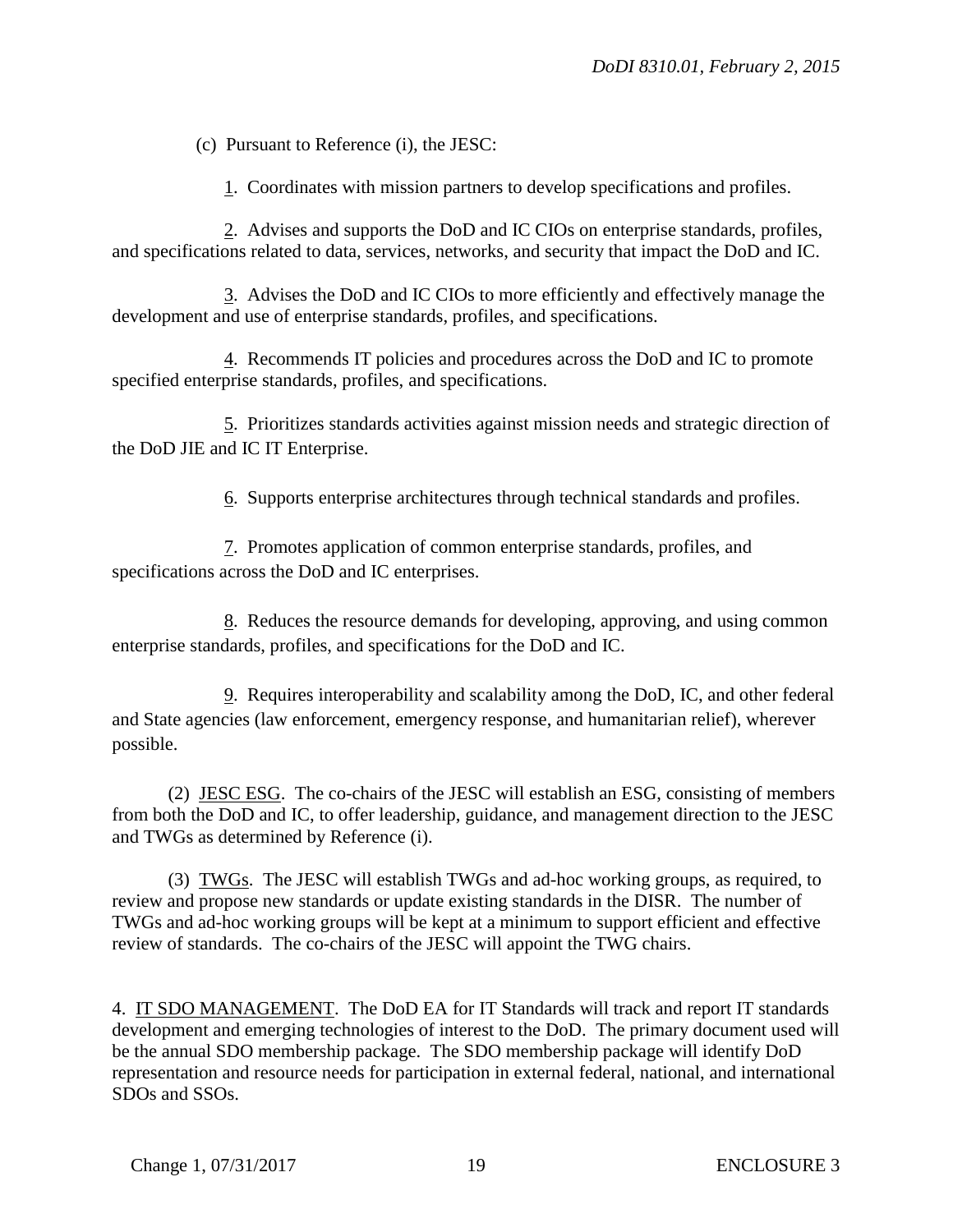(c) Pursuant to Reference (i), the JESC:

1. Coordinates with mission partners to develop specifications and profiles.

2. Advises and supports the DoD and IC CIOs on enterprise standards, profiles, and specifications related to data, services, networks, and security that impact the DoD and IC.

3. Advises the DoD and IC CIOs to more efficiently and effectively manage the development and use of enterprise standards, profiles, and specifications.

4. Recommends IT policies and procedures across the DoD and IC to promote specified enterprise standards, profiles, and specifications.

5. Prioritizes standards activities against mission needs and strategic direction of the DoD JIE and IC IT Enterprise.

6. Supports enterprise architectures through technical standards and profiles.

7. Promotes application of common enterprise standards, profiles, and specifications across the DoD and IC enterprises.

8. Reduces the resource demands for developing, approving, and using common enterprise standards, profiles, and specifications for the DoD and IC.

9. Requires interoperability and scalability among the DoD, IC, and other federal and State agencies (law enforcement, emergency response, and humanitarian relief), wherever possible.

(2) JESC ESG. The co-chairs of the JESC will establish an ESG, consisting of members from both the DoD and IC, to offer leadership, guidance, and management direction to the JESC and TWGs as determined by Reference (i).

(3) TWGs. The JESC will establish TWGs and ad-hoc working groups, as required, to review and propose new standards or update existing standards in the DISR. The number of TWGs and ad-hoc working groups will be kept at a minimum to support efficient and effective review of standards. The co-chairs of the JESC will appoint the TWG chairs.

4. IT SDO MANAGEMENT. The DoD EA for IT Standards will track and report IT standards development and emerging technologies of interest to the DoD. The primary document used will be the annual SDO membership package. The SDO membership package will identify DoD representation and resource needs for participation in external federal, national, and international SDOs and SSOs.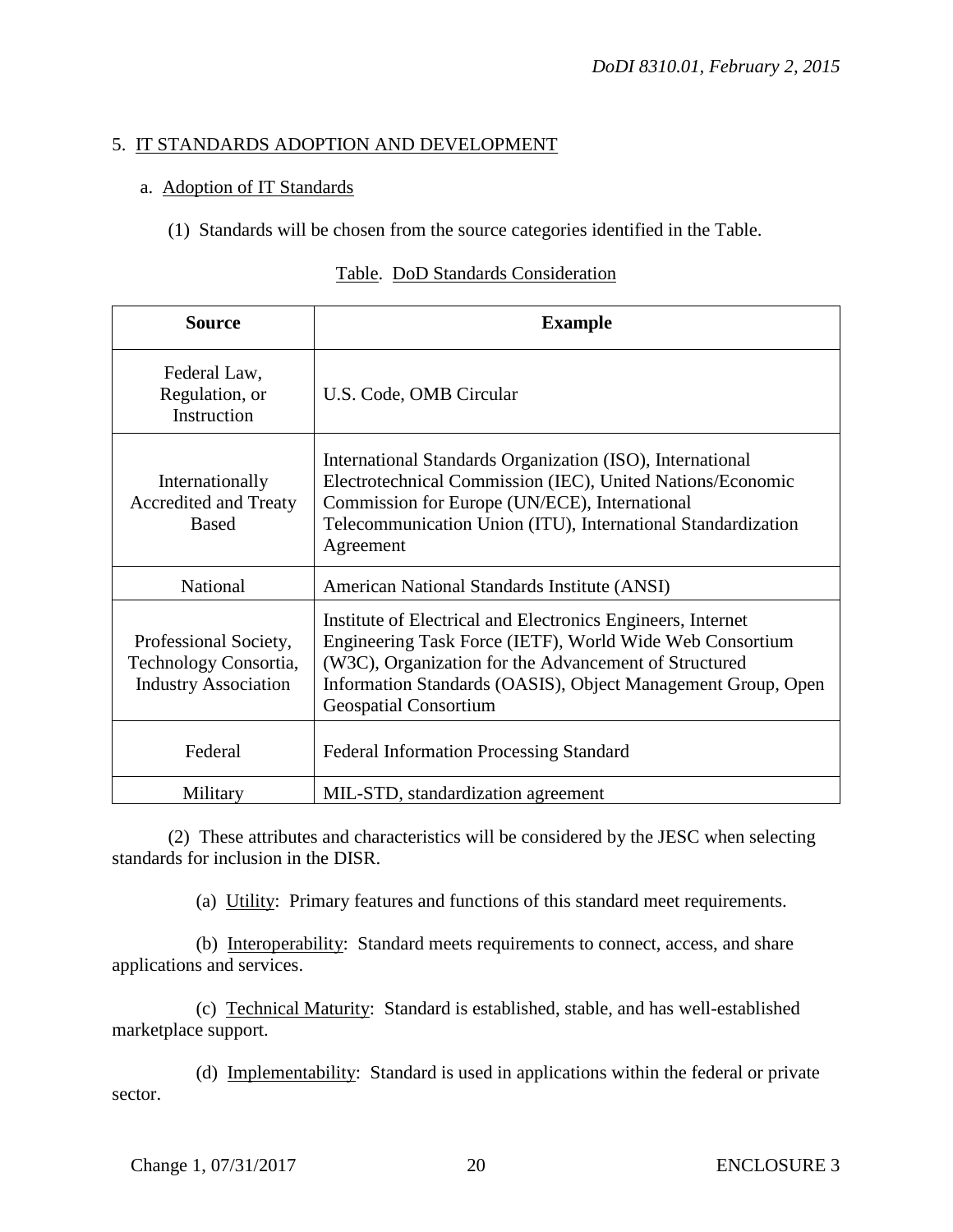5. IT STANDARDS ADOPTION AND DEVELOPMENT

a. Adoption of IT Standards

(1) Standards will be chosen from the source categories identified in the Table.

Table. DoD Standards Consideration

| Source | Example |
|---|---|
| Federal Law, Regulation, or Instruction | U.S. Code, OMB Circular |
| Internationally Accredited and Treaty Based | International Standards Organization (ISO), International Electrotechnical Commission (IEC), United Nations/Economic Commission for Europe (UN/ECE), International Telecommunication Union (ITU), International Standardization Agreement |
| National | American National Standards Institute (ANSI) |
| Professional Society, Technology Consortia, Industry Association | Institute of Electrical and Electronics Engineers, Internet Engineering Task Force (IETF), World Wide Web Consortium (W3C), Organization for the Advancement of Structured Information Standards (OASIS), Object Management Group, Open Geospatial Consortium |
| Federal | Federal Information Processing Standard |
| Military | MIL-STD, standardization agreement |

(2) These attributes and characteristics will be considered by the JESC when selecting standards for inclusion in the DISR.

(a) Utility: Primary features and functions of this standard meet requirements.

(b) Interoperability: Standard meets requirements to connect, access, and share applications and services.

(c) Technical Maturity: Standard is established, stable, and has well-established marketplace support.

(d) Implementability: Standard is used in applications within the federal or private sector.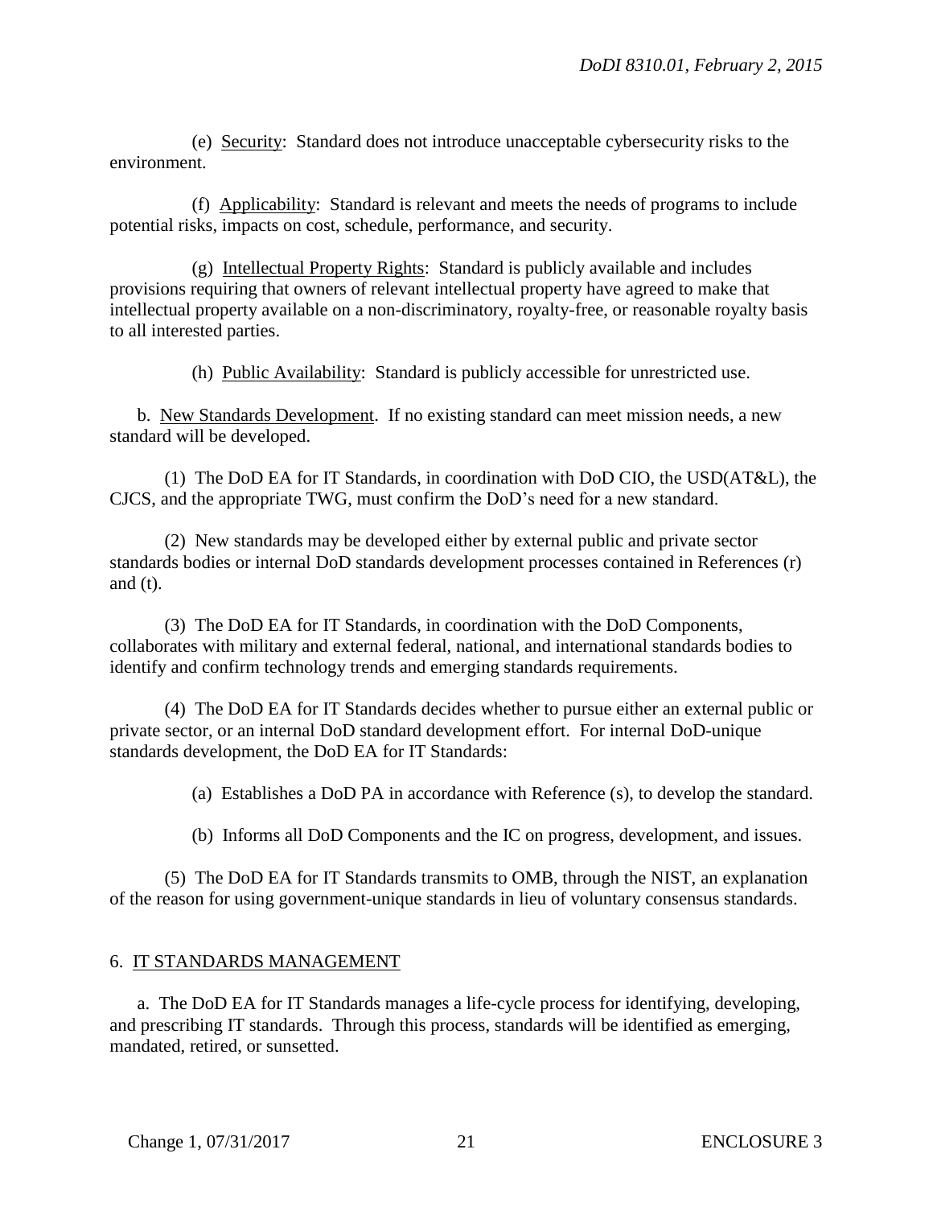(e) Security: Standard does not introduce unacceptable cybersecurity risks to the environment.

(f) Applicability: Standard is relevant and meets the needs of programs to include potential risks, impacts on cost, schedule, performance, and security.

(g) Intellectual Property Rights: Standard is publicly available and includes provisions requiring that owners of relevant intellectual property have agreed to make that intellectual property available on a non-discriminatory, royalty-free, or reasonable royalty basis to all interested parties.

(h) Public Availability: Standard is publicly accessible for unrestricted use.

b. New Standards Development. If no existing standard can meet mission needs, a new standard will be developed.

(1) The DoD EA for IT Standards, in coordination with DoD CIO, the USD(AT&L), the CJCS, and the appropriate TWG, must confirm the DoD's need for a new standard.

(2) New standards may be developed either by external public and private sector standards bodies or internal DoD standards development processes contained in References (r) and (t).

(3) The DoD EA for IT Standards, in coordination with the DoD Components, collaborates with military and external federal, national, and international standards bodies to identify and confirm technology trends and emerging standards requirements.

(4) The DoD EA for IT Standards decides whether to pursue either an external public or private sector, or an internal DoD standard development effort. For internal DoD-unique standards development, the DoD EA for IT Standards:

(a) Establishes a DoD PA in accordance with Reference (s), to develop the standard.

(b) Informs all DoD Components and the IC on progress, development, and issues.

(5) The DoD EA for IT Standards transmits to OMB, through the NIST, an explanation of the reason for using government-unique standards in lieu of voluntary consensus standards.

## 6. IT STANDARDS MANAGEMENT

a. The DoD EA for IT Standards manages a life-cycle process for identifying, developing, and prescribing IT standards. Through this process, standards will be identified as emerging, mandated, retired, or sunsetted.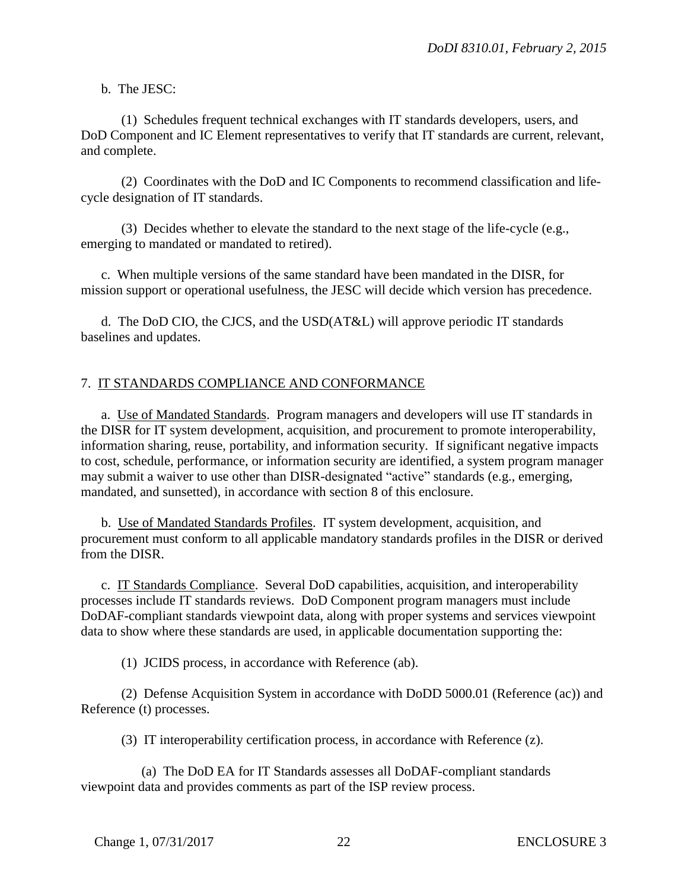b. The JESC:

(1) Schedules frequent technical exchanges with IT standards developers, users, and DoD Component and IC Element representatives to verify that IT standards are current, relevant, and complete.

(2) Coordinates with the DoD and IC Components to recommend classification and life-cycle designation of IT standards.

(3) Decides whether to elevate the standard to the next stage of the life-cycle (e.g., emerging to mandated or mandated to retired).

c. When multiple versions of the same standard have been mandated in the DISR, for mission support or operational usefulness, the JESC will decide which version has precedence.

d. The DoD CIO, the CJCS, and the USD(AT&L) will approve periodic IT standards baselines and updates.

7. IT STANDARDS COMPLIANCE AND CONFORMANCE

a. Use of Mandated Standards. Program managers and developers will use IT standards in the DISR for IT system development, acquisition, and procurement to promote interoperability, information sharing, reuse, portability, and information security. If significant negative impacts to cost, schedule, performance, or information security are identified, a system program manager may submit a waiver to use other than DISR-designated "active" standards (e.g., emerging, mandated, and sunsetted), in accordance with section 8 of this enclosure.

b. Use of Mandated Standards Profiles. IT system development, acquisition, and procurement must conform to all applicable mandatory standards profiles in the DISR or derived from the DISR.

c. IT Standards Compliance. Several DoD capabilities, acquisition, and interoperability processes include IT standards reviews. DoD Component program managers must include DoDAF-compliant standards viewpoint data, along with proper systems and services viewpoint data to show where these standards are used, in applicable documentation supporting the:

(1) JCIDS process, in accordance with Reference (ab).

(2) Defense Acquisition System in accordance with DoDD 5000.01 (Reference (ac)) and Reference (t) processes.

(3) IT interoperability certification process, in accordance with Reference (z).

(a) The DoD EA for IT Standards assesses all DoDAF-compliant standards viewpoint data and provides comments as part of the ISP review process.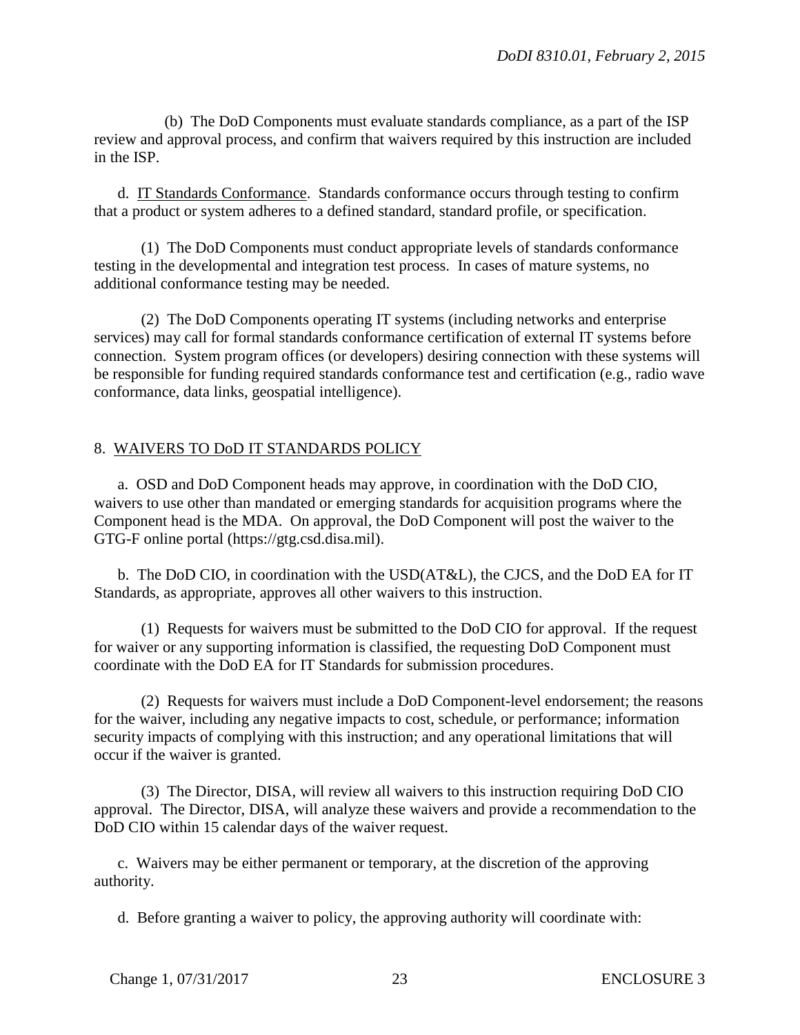(b) The DoD Components must evaluate standards compliance, as a part of the ISP review and approval process, and confirm that waivers required by this instruction are included in the ISP.

d. IT Standards Conformance. Standards conformance occurs through testing to confirm that a product or system adheres to a defined standard, standard profile, or specification.

(1) The DoD Components must conduct appropriate levels of standards conformance testing in the developmental and integration test process. In cases of mature systems, no additional conformance testing may be needed.

(2) The DoD Components operating IT systems (including networks and enterprise services) may call for formal standards conformance certification of external IT systems before connection. System program offices (or developers) desiring connection with these systems will be responsible for funding required standards conformance test and certification (e.g., radio wave conformance, data links, geospatial intelligence).

## 8. WAIVERS TO DoD IT STANDARDS POLICY

a. OSD and DoD Component heads may approve, in coordination with the DoD CIO, waivers to use other than mandated or emerging standards for acquisition programs where the Component head is the MDA. On approval, the DoD Component will post the waiver to the GTG-F online portal (https://gtg.csd.disa.mil).

b. The DoD CIO, in coordination with the USD(AT&L), the CJCS, and the DoD EA for IT Standards, as appropriate, approves all other waivers to this instruction.

(1) Requests for waivers must be submitted to the DoD CIO for approval. If the request for waiver or any supporting information is classified, the requesting DoD Component must coordinate with the DoD EA for IT Standards for submission procedures.

(2) Requests for waivers must include a DoD Component-level endorsement; the reasons for the waiver, including any negative impacts to cost, schedule, or performance; information security impacts of complying with this instruction; and any operational limitations that will occur if the waiver is granted.

(3) The Director, DISA, will review all waivers to this instruction requiring DoD CIO approval. The Director, DISA, will analyze these waivers and provide a recommendation to the DoD CIO within 15 calendar days of the waiver request.

c. Waivers may be either permanent or temporary, at the discretion of the approving authority.

d. Before granting a waiver to policy, the approving authority will coordinate with: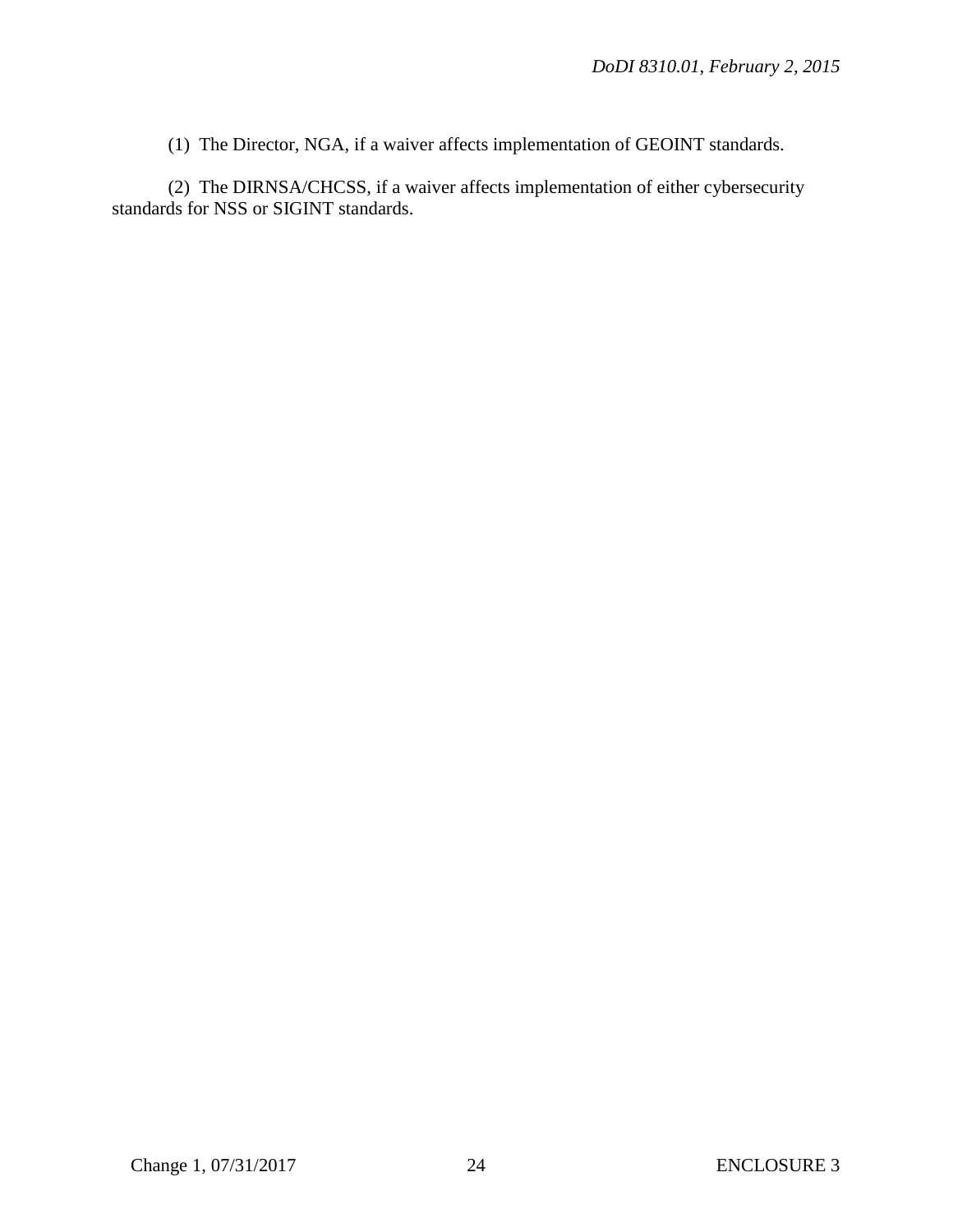(1) The Director, NGA, if a waiver affects implementation of GEOINT standards.

(2) The DIRNSA/CHCSS, if a waiver affects implementation of either cybersecurity standards for NSS or SIGINT standards.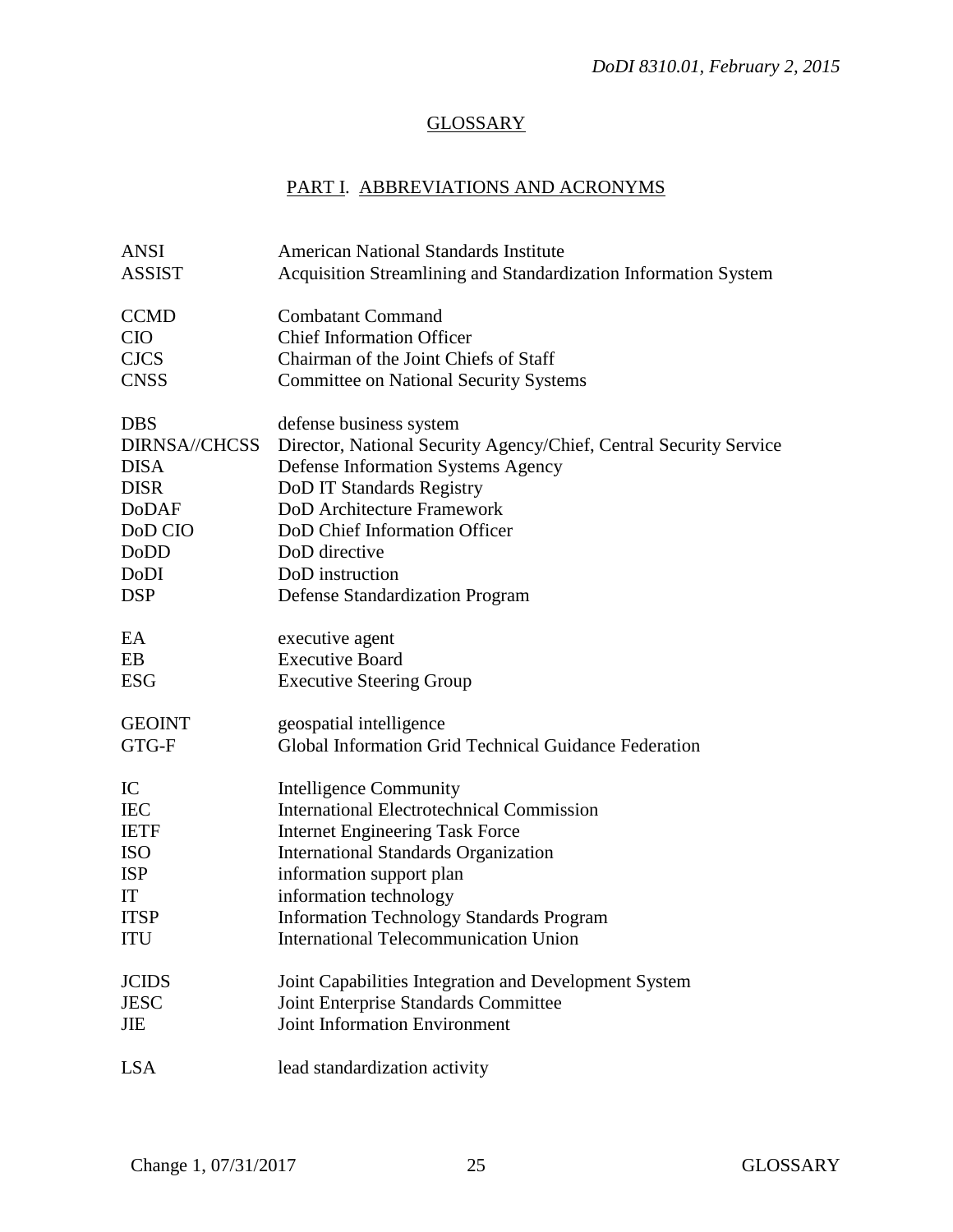## GLOSSARY

### PART I. ABBREVIATIONS AND ACRONYMS

| | |
|---|---|
| ANSI | American National Standards Institute |
| ASSIST | Acquisition Streamlining and Standardization Information System |
| CCMD | Combatant Command |
| CIO | Chief Information Officer |
| CJCS | Chairman of the Joint Chiefs of Staff |
| CNSS | Committee on National Security Systems |
| DBS | defense business system |
| DIRNSA//CHCSS | Director, National Security Agency/Chief, Central Security Service |
| DISA | Defense Information Systems Agency |
| DISR | DoD IT Standards Registry |
| DoDAF | DoD Architecture Framework |
| DoD CIO | DoD Chief Information Officer |
| DoDD | DoD directive |
| DoDI | DoD instruction |
| DSP | Defense Standardization Program |
| EA | executive agent |
| EB | Executive Board |
| ESG | Executive Steering Group |
| GEOINT | geospatial intelligence |
| GTG-F | Global Information Grid Technical Guidance Federation |
| IC | Intelligence Community |
| IEC | International Electrotechnical Commission |
| IETF | Internet Engineering Task Force |
| ISO | International Standards Organization |
| ISP | information support plan |
| IT | information technology |
| ITSP | Information Technology Standards Program |
| ITU | International Telecommunication Union |
| JCIDS | Joint Capabilities Integration and Development System |
| JESC | Joint Enterprise Standards Committee |
| JIE | Joint Information Environment |
| LSA | lead standardization activity |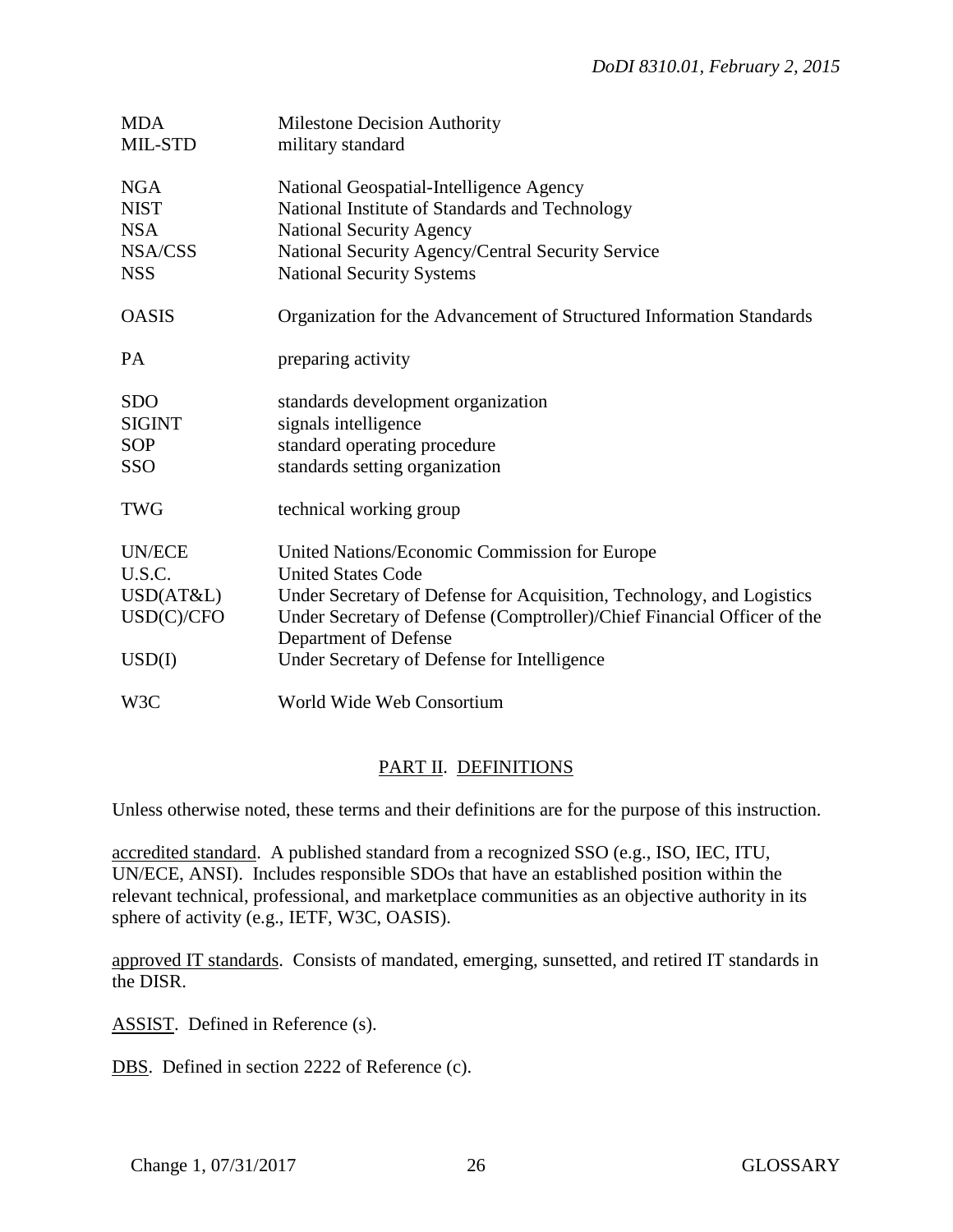| | |
|---|---|
| MDA | Milestone Decision Authority |
| MIL-STD | military standard |
| | |
| NGA | National Geospatial-Intelligence Agency |
| NIST | National Institute of Standards and Technology |
| NSA | National Security Agency |
| NSA/CSS | National Security Agency/Central Security Service |
| NSS | National Security Systems |
| | |
| OASIS | Organization for the Advancement of Structured Information Standards |
| | |
| PA | preparing activity |
| | |
| SDO | standards development organization |
| SIGINT | signals intelligence |
| SOP | standard operating procedure |
| SSO | standards setting organization |
| | |
| TWG | technical working group |
| | |
| UN/ECE | United Nations/Economic Commission for Europe |
| U.S.C. | United States Code |
| USD(AT&L) | Under Secretary of Defense for Acquisition, Technology, and Logistics |
| USD(C)/CFO | Under Secretary of Defense (Comptroller)/Chief Financial Officer of the Department of Defense |
| USD(I) | Under Secretary of Defense for Intelligence |
| | |
| W3C | World Wide Web Consortium |

## PART II. DEFINITIONS

Unless otherwise noted, these terms and their definitions are for the purpose of this instruction.

accredited standard. A published standard from a recognized SSO (e.g., ISO, IEC, ITU, UN/ECE, ANSI). Includes responsible SDOs that have an established position within the relevant technical, professional, and marketplace communities as an objective authority in its sphere of activity (e.g., IETF, W3C, OASIS).

approved IT standards. Consists of mandated, emerging, sunsetted, and retired IT standards in the DISR.

ASSIST. Defined in Reference (s).

DBS. Defined in section 2222 of Reference (c).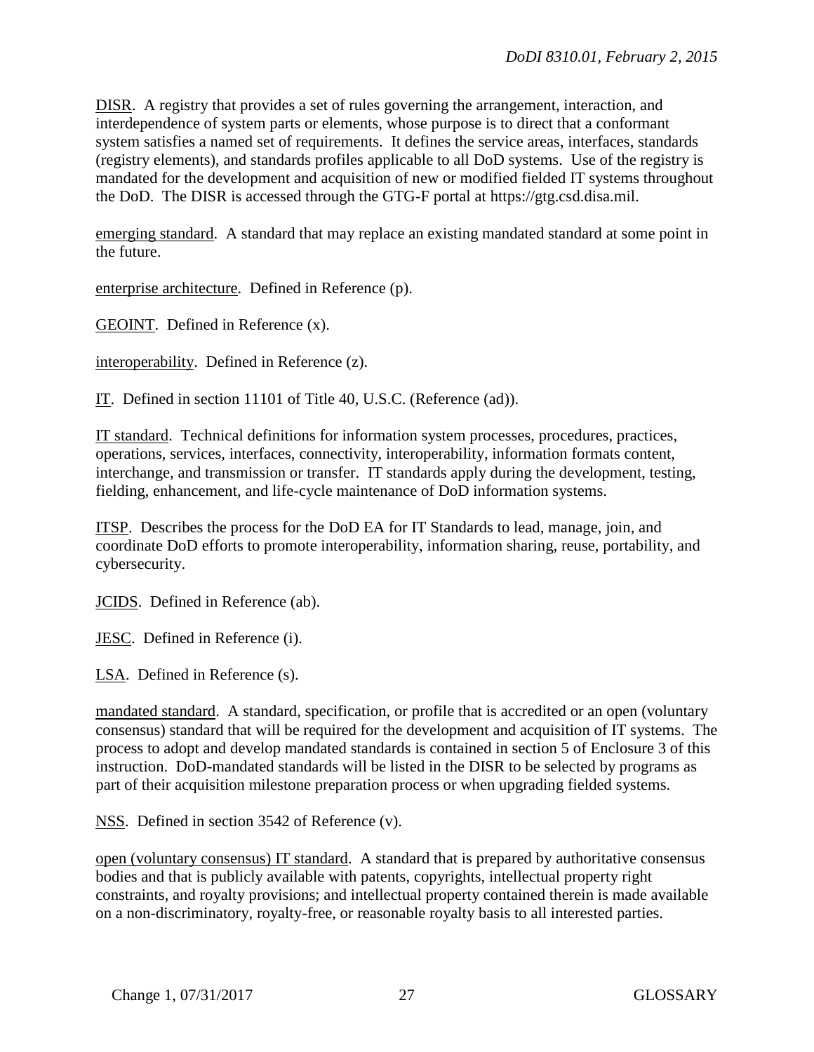DISR. A registry that provides a set of rules governing the arrangement, interaction, and interdependence of system parts or elements, whose purpose is to direct that a conformant system satisfies a named set of requirements. It defines the service areas, interfaces, standards (registry elements), and standards profiles applicable to all DoD systems. Use of the registry is mandated for the development and acquisition of new or modified fielded IT systems throughout the DoD. The DISR is accessed through the GTG-F portal at https://gtg.csd.disa.mil.

emerging standard. A standard that may replace an existing mandated standard at some point in the future.

enterprise architecture. Defined in Reference (p).

GEOINT. Defined in Reference (x).

interoperability. Defined in Reference (z).

IT. Defined in section 11101 of Title 40, U.S.C. (Reference (ad)).

IT standard. Technical definitions for information system processes, procedures, practices, operations, services, interfaces, connectivity, interoperability, information formats content, interchange, and transmission or transfer. IT standards apply during the development, testing, fielding, enhancement, and life-cycle maintenance of DoD information systems.

ITSP. Describes the process for the DoD EA for IT Standards to lead, manage, join, and coordinate DoD efforts to promote interoperability, information sharing, reuse, portability, and cybersecurity.

JCIDS. Defined in Reference (ab).

JESC. Defined in Reference (i).

LSA. Defined in Reference (s).

mandated standard. A standard, specification, or profile that is accredited or an open (voluntary consensus) standard that will be required for the development and acquisition of IT systems. The process to adopt and develop mandated standards is contained in section 5 of Enclosure 3 of this instruction. DoD-mandated standards will be listed in the DISR to be selected by programs as part of their acquisition milestone preparation process or when upgrading fielded systems.

NSS. Defined in section 3542 of Reference (v).

open (voluntary consensus) IT standard. A standard that is prepared by authoritative consensus bodies and that is publicly available with patents, copyrights, intellectual property right constraints, and royalty provisions; and intellectual property contained therein is made available on a non-discriminatory, royalty-free, or reasonable royalty basis to all interested parties.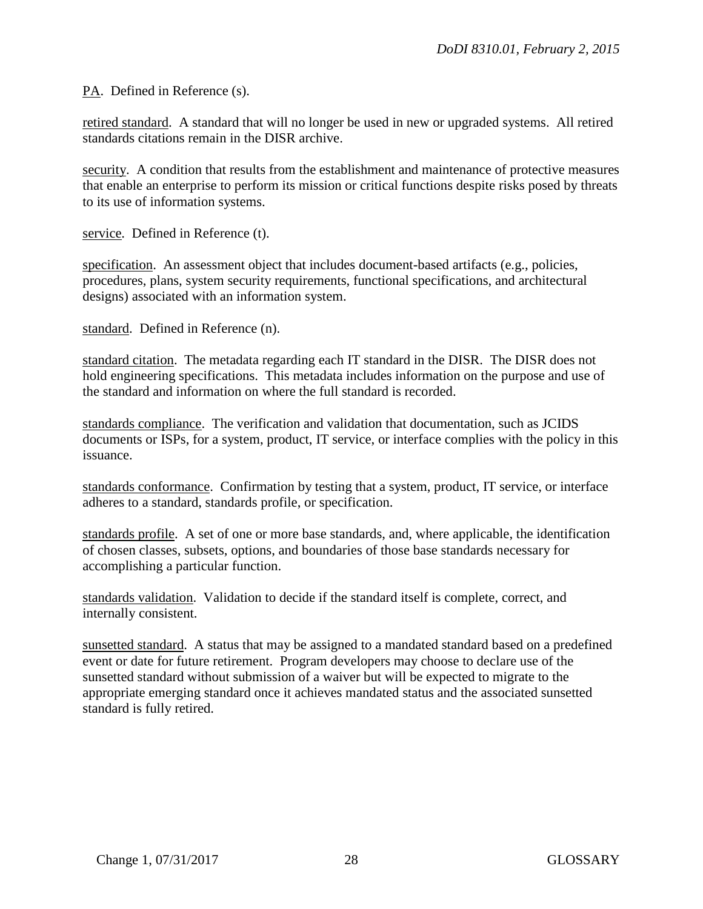PA. Defined in Reference (s).

retired standard. A standard that will no longer be used in new or upgraded systems. All retired standards citations remain in the DISR archive.

security. A condition that results from the establishment and maintenance of protective measures that enable an enterprise to perform its mission or critical functions despite risks posed by threats to its use of information systems.

service. Defined in Reference (t).

specification. An assessment object that includes document-based artifacts (e.g., policies, procedures, plans, system security requirements, functional specifications, and architectural designs) associated with an information system.

standard. Defined in Reference (n).

standard citation. The metadata regarding each IT standard in the DISR. The DISR does not hold engineering specifications. This metadata includes information on the purpose and use of the standard and information on where the full standard is recorded.

standards compliance. The verification and validation that documentation, such as JCIDS documents or ISPs, for a system, product, IT service, or interface complies with the policy in this issuance.

standards conformance. Confirmation by testing that a system, product, IT service, or interface adheres to a standard, standards profile, or specification.

standards profile. A set of one or more base standards, and, where applicable, the identification of chosen classes, subsets, options, and boundaries of those base standards necessary for accomplishing a particular function.

standards validation. Validation to decide if the standard itself is complete, correct, and internally consistent.

sunsetted standard. A status that may be assigned to a mandated standard based on a predefined event or date for future retirement. Program developers may choose to declare use of the sunsetted standard without submission of a waiver but will be expected to migrate to the appropriate emerging standard once it achieves mandated status and the associated sunsetted standard is fully retired.